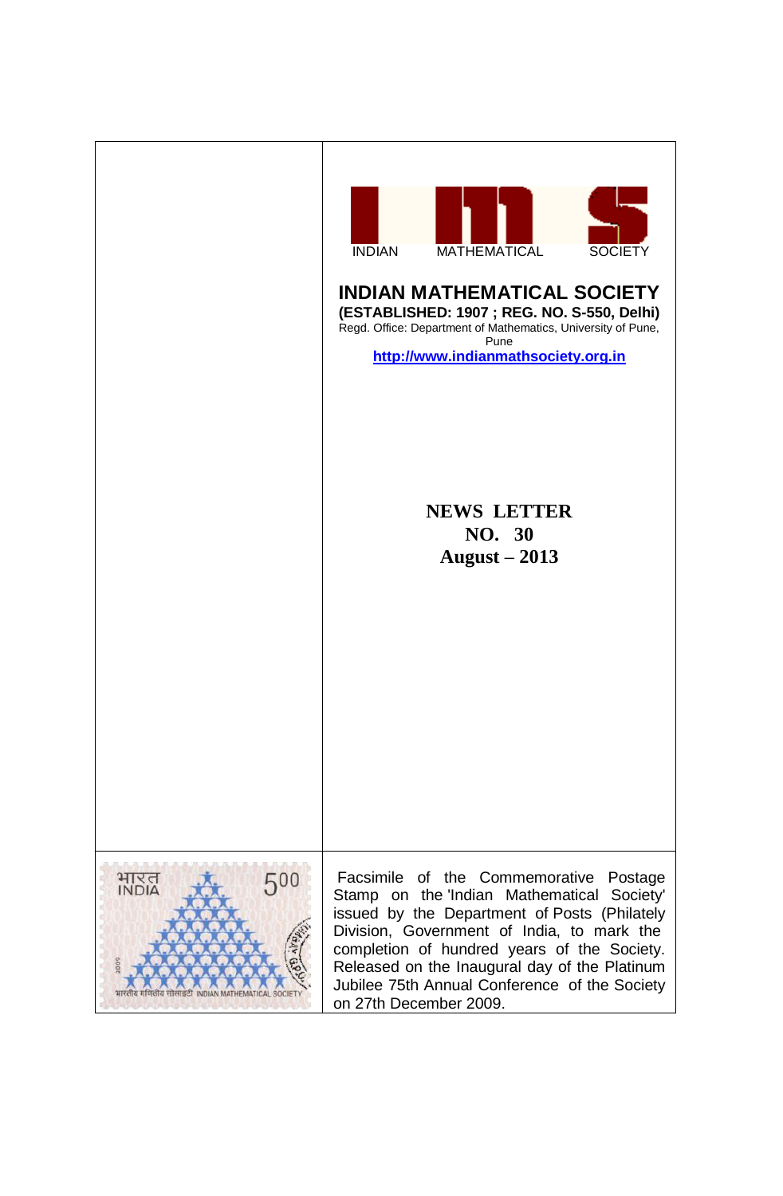INDIAN MATHEMATICAL SOCIETY

# INDIAN MATHEMATICAL SOCIETY

**(ESTABLISHED: 1907 ; REG. NO. S-550, Delhi)**

Regd. Office: Department of Mathematics, University of Pune, Pune

**http://www.indianmathsociety.org.in**

## NEWS LETTER
## NO. 30
## August – 2013

Facsimile of the Commemorative Postage Stamp on the 'Indian Mathematical Society' issued by the Department of Posts (Philately Division, Government of India, to mark the completion of hundred years of the Society. Released on the Inaugural day of the Platinum Jubilee 75th Annual Conference of the Society on 27th December 2009.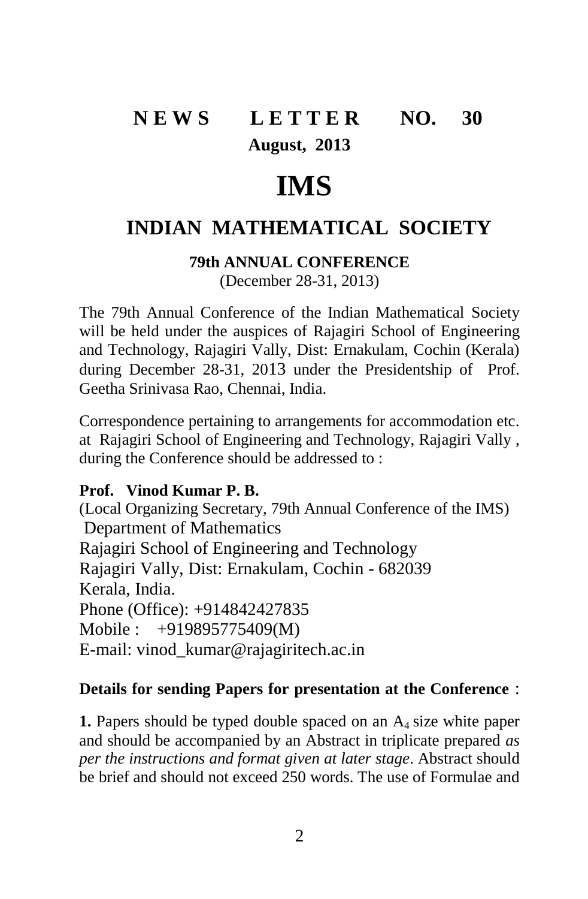# NEWS LETTER NO. 30

**August, 2013**

# IMS

## INDIAN MATHEMATICAL SOCIETY

### 79th ANNUAL CONFERENCE

(December 28-31, 2013)

The 79th Annual Conference of the Indian Mathematical Society will be held under the auspices of Rajagiri School of Engineering and Technology, Rajagiri Vally, Dist: Ernakulam, Cochin (Kerala) during December 28-31, 2013 under the Presidentship of Prof. Geetha Srinivasa Rao, Chennai, India.

Correspondence pertaining to arrangements for accommodation etc. at Rajagiri School of Engineering and Technology, Rajagiri Vally , during the Conference should be addressed to :

**Prof. Vinod Kumar P. B.**
(Local Organizing Secretary, 79th Annual Conference of the IMS)
Department of Mathematics
Rajagiri School of Engineering and Technology
Rajagiri Vally, Dist: Ernakulam, Cochin - 682039
Kerala, India.
Phone (Office): +914842427835
Mobile : +919895775409(M)
E-mail: vinod_kumar@rajagiritech.ac.in

**Details for sending Papers for presentation at the Conference** :

**1.** Papers should be typed double spaced on an $A_4$ size white paper and should be accompanied by an Abstract in triplicate prepared *as per the instructions and format given at later stage*. Abstract should be brief and should not exceed 250 words. The use of Formulae and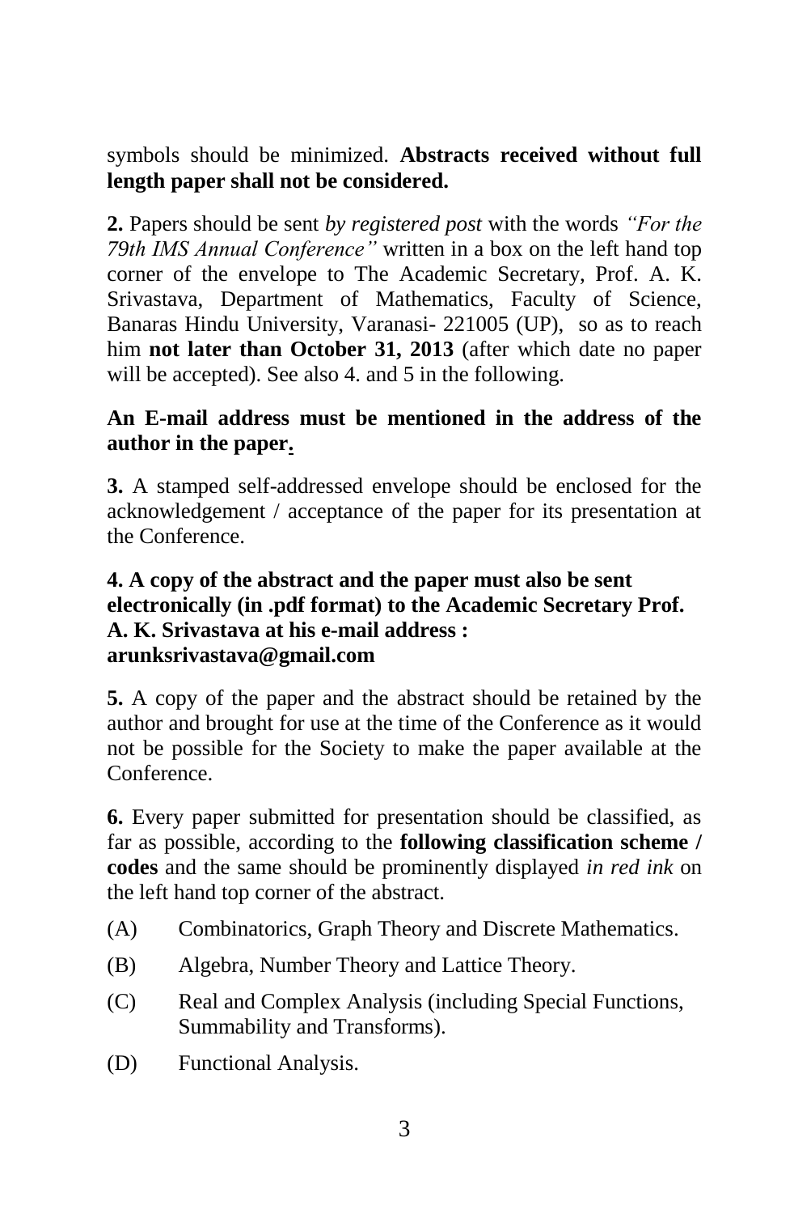symbols should be minimized. **Abstracts received without full length paper shall not be considered.**

**2.** Papers should be sent *by registered post* with the words *"For the 79th IMS Annual Conference"* written in a box on the left hand top corner of the envelope to The Academic Secretary, Prof. A. K. Srivastava, Department of Mathematics, Faculty of Science, Banaras Hindu University, Varanasi- 221005 (UP), so as to reach him **not later than October 31, 2013** (after which date no paper will be accepted). See also 4. and 5 in the following.

**An E-mail address must be mentioned in the address of the author in the paper.**

**3.** A stamped self-addressed envelope should be enclosed for the acknowledgement / acceptance of the paper for its presentation at the Conference.

**4. A copy of the abstract and the paper must also be sent electronically (in .pdf format) to the Academic Secretary Prof. A. K. Srivastava at his e-mail address : arunksrivastava@gmail.com**

**5.** A copy of the paper and the abstract should be retained by the author and brought for use at the time of the Conference as it would not be possible for the Society to make the paper available at the Conference.

**6.** Every paper submitted for presentation should be classified, as far as possible, according to the **following classification scheme / codes** and the same should be prominently displayed *in red ink* on the left hand top corner of the abstract.

(A) Combinatorics, Graph Theory and Discrete Mathematics.

(B) Algebra, Number Theory and Lattice Theory.

(C) Real and Complex Analysis (including Special Functions, Summability and Transforms).

(D) Functional Analysis.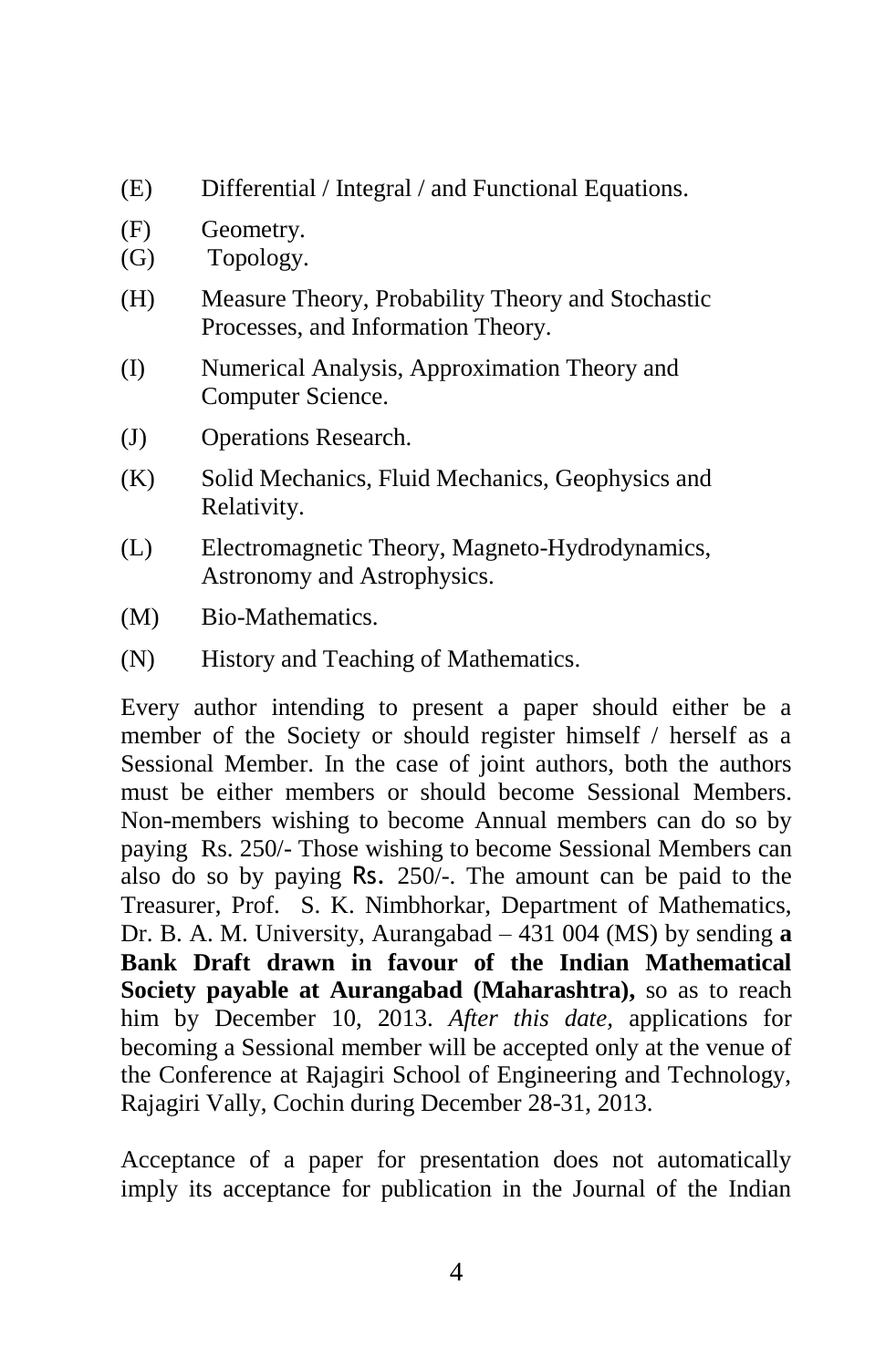(E) Differential / Integral / and Functional Equations.

(F) Geometry.

(G) Topology.

(H) Measure Theory, Probability Theory and Stochastic Processes, and Information Theory.

(I) Numerical Analysis, Approximation Theory and Computer Science.

(J) Operations Research.

(K) Solid Mechanics, Fluid Mechanics, Geophysics and Relativity.

(L) Electromagnetic Theory, Magneto-Hydrodynamics, Astronomy and Astrophysics.

(M) Bio-Mathematics.

(N) History and Teaching of Mathematics.

Every author intending to present a paper should either be a member of the Society or should register himself / herself as a Sessional Member. In the case of joint authors, both the authors must be either members or should become Sessional Members. Non-members wishing to become Annual members can do so by paying Rs. 250/- Those wishing to become Sessional Members can also do so by paying Rs. 250/-. The amount can be paid to the Treasurer, Prof. S. K. Nimbhorkar, Department of Mathematics, Dr. B. A. M. University, Aurangabad – 431 004 (MS) by sending **a Bank Draft drawn in favour of the Indian Mathematical Society payable at Aurangabad (Maharashtra),** so as to reach him by December 10, 2013. *After this date,* applications for becoming a Sessional member will be accepted only at the venue of the Conference at Rajagiri School of Engineering and Technology, Rajagiri Vally, Cochin during December 28-31, 2013.

Acceptance of a paper for presentation does not automatically imply its acceptance for publication in the Journal of the Indian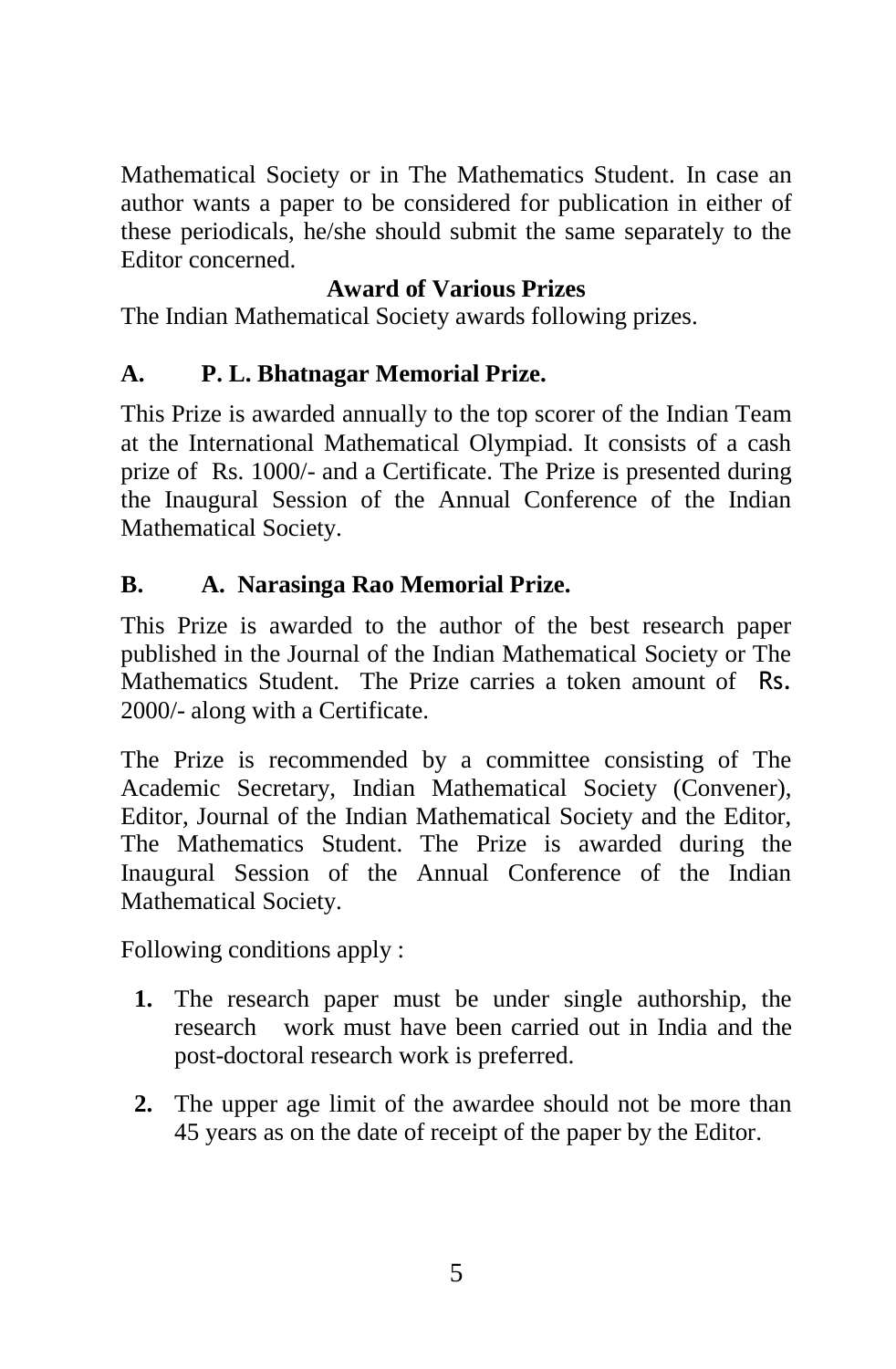Mathematical Society or in The Mathematics Student. In case an author wants a paper to be considered for publication in either of these periodicals, he/she should submit the same separately to the Editor concerned.

## Award of Various Prizes

The Indian Mathematical Society awards following prizes.

### A. P. L. Bhatnagar Memorial Prize.

This Prize is awarded annually to the top scorer of the Indian Team at the International Mathematical Olympiad. It consists of a cash prize of Rs. 1000/- and a Certificate. The Prize is presented during the Inaugural Session of the Annual Conference of the Indian Mathematical Society.

### B. A. Narasinga Rao Memorial Prize.

This Prize is awarded to the author of the best research paper published in the Journal of the Indian Mathematical Society or The Mathematics Student. The Prize carries a token amount of Rs. 2000/- along with a Certificate.

The Prize is recommended by a committee consisting of The Academic Secretary, Indian Mathematical Society (Convener), Editor, Journal of the Indian Mathematical Society and the Editor, The Mathematics Student. The Prize is awarded during the Inaugural Session of the Annual Conference of the Indian Mathematical Society.

Following conditions apply :

1. The research paper must be under single authorship, the research work must have been carried out in India and the post-doctoral research work is preferred.
2. The upper age limit of the awardee should not be more than 45 years as on the date of receipt of the paper by the Editor.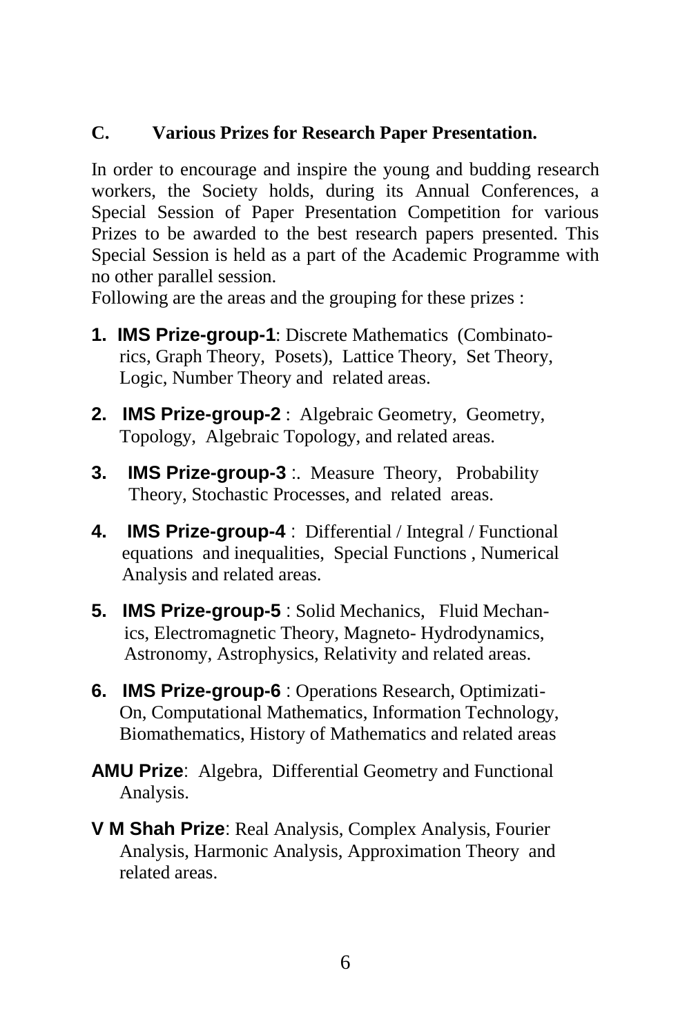## C. Various Prizes for Research Paper Presentation.

In order to encourage and inspire the young and budding research workers, the Society holds, during its Annual Conferences, a Special Session of Paper Presentation Competition for various Prizes to be awarded to the best research papers presented. This Special Session is held as a part of the Academic Programme with no other parallel session.

Following are the areas and the grouping for these prizes :

1. **IMS Prize-group-1**: Discrete Mathematics (Combinatorics, Graph Theory, Posets), Lattice Theory, Set Theory, Logic, Number Theory and related areas.
2. **IMS Prize-group-2** : Algebraic Geometry, Geometry, Topology, Algebraic Topology, and related areas.
3. **IMS Prize-group-3** :. Measure Theory, Probability Theory, Stochastic Processes, and related areas.
4. **IMS Prize-group-4** : Differential / Integral / Functional equations and inequalities, Special Functions , Numerical Analysis and related areas.
5. **IMS Prize-group-5** : Solid Mechanics, Fluid Mechanics, Electromagnetic Theory, Magneto- Hydrodynamics, Astronomy, Astrophysics, Relativity and related areas.
6. **IMS Prize-group-6** : Operations Research, Optimization, Computational Mathematics, Information Technology, Biomathematics, History of Mathematics and related areas

**AMU Prize**: Algebra, Differential Geometry and Functional Analysis.

**V M Shah Prize**: Real Analysis, Complex Analysis, Fourier Analysis, Harmonic Analysis, Approximation Theory and related areas.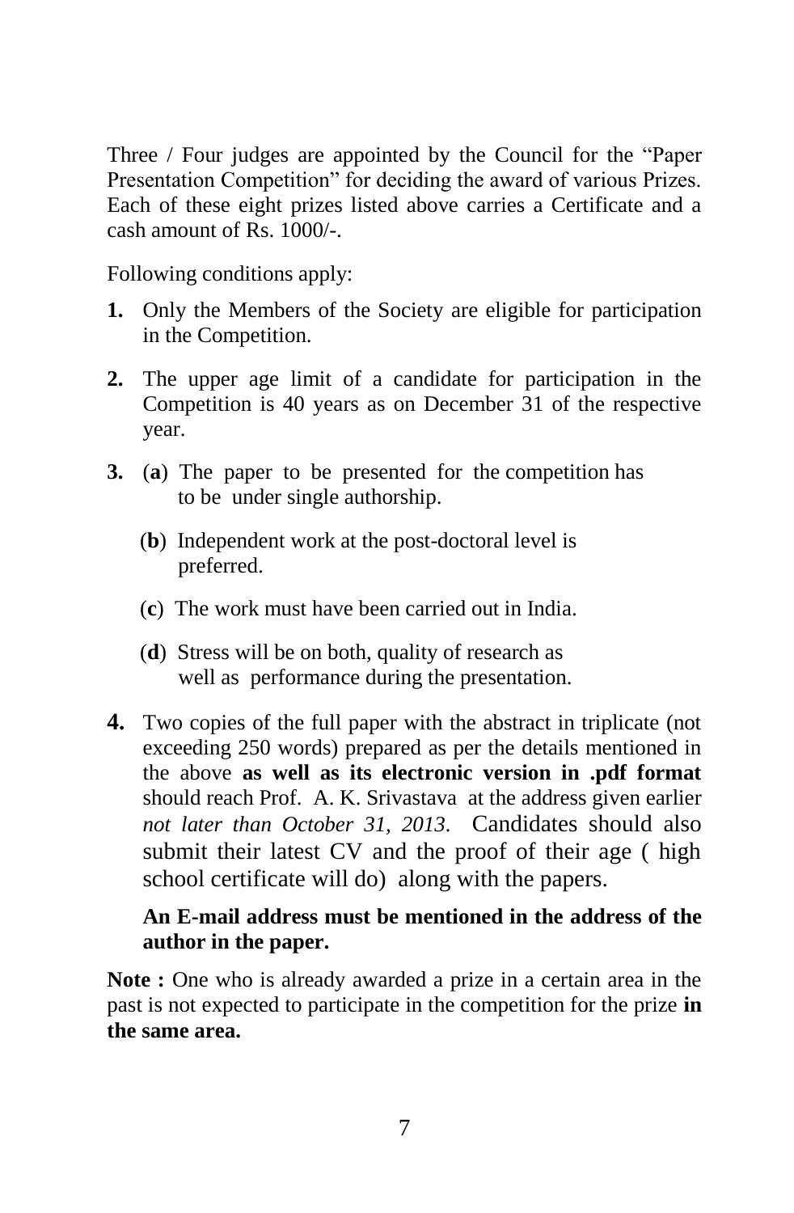Three / Four judges are appointed by the Council for the "Paper Presentation Competition" for deciding the award of various Prizes. Each of these eight prizes listed above carries a Certificate and a cash amount of Rs. 1000/-.

Following conditions apply:

1. Only the Members of the Society are eligible for participation in the Competition.

2. The upper age limit of a candidate for participation in the Competition is 40 years as on December 31 of the respective year.

3. (**a**) The paper to be presented for the competition has to be under single authorship.

   (**b**) Independent work at the post-doctoral level is preferred.

   (**c**) The work must have been carried out in India.

   (**d**) Stress will be on both, quality of research as well as performance during the presentation.

4. Two copies of the full paper with the abstract in triplicate (not exceeding 250 words) prepared as per the details mentioned in the above **as well as its electronic version in .pdf format** should reach Prof. A. K. Srivastava at the address given earlier *not later than October 31, 2013*. Candidates should also submit their latest CV and the proof of their age ( high school certificate will do) along with the papers.

   **An E-mail address must be mentioned in the address of the author in the paper.**

**Note :** One who is already awarded a prize in a certain area in the past is not expected to participate in the competition for the prize **in the same area.**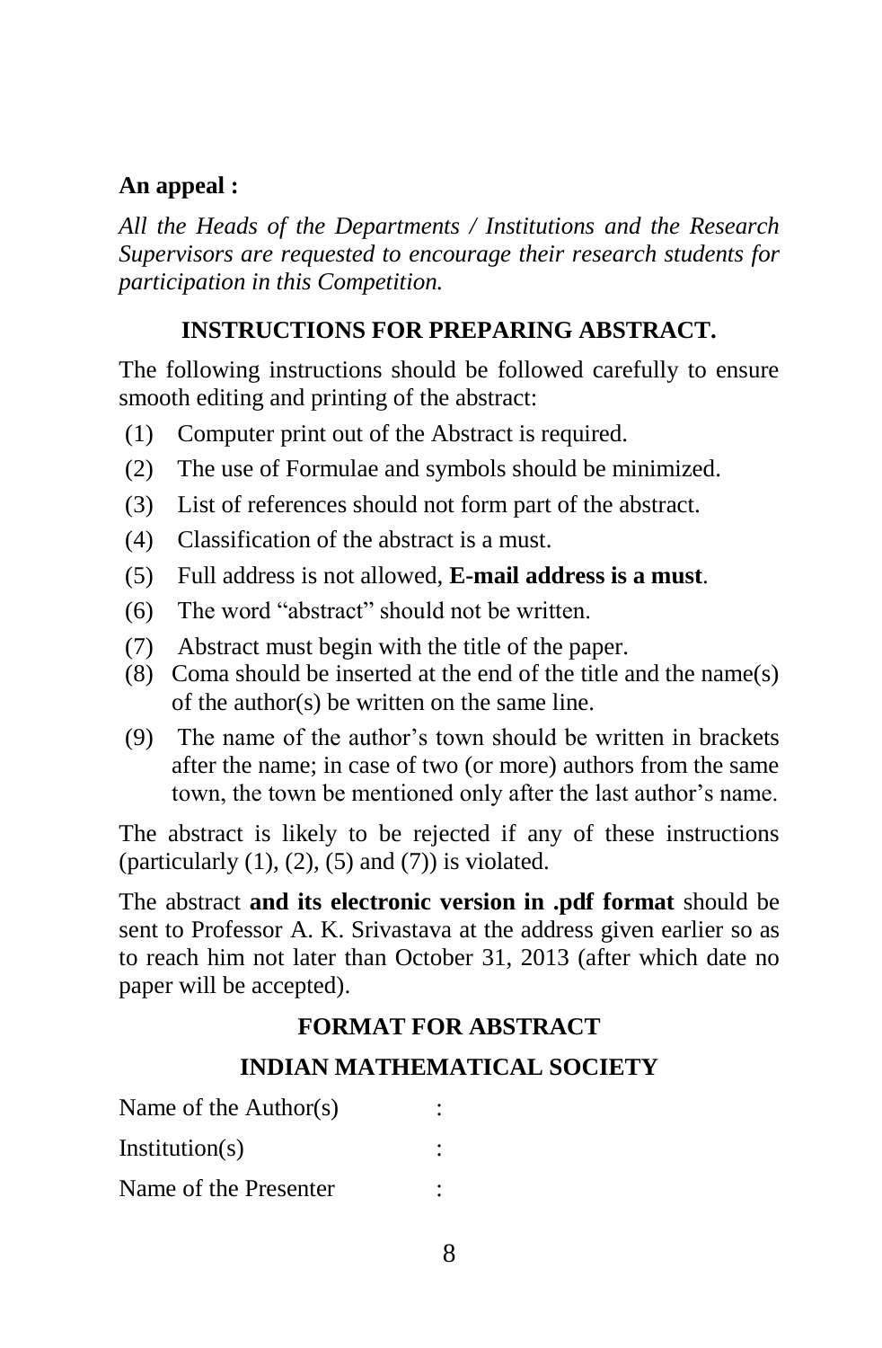**An appeal :**

*All the Heads of the Departments / Institutions and the Research Supervisors are requested to encourage their research students for participation in this Competition.*

## INSTRUCTIONS FOR PREPARING ABSTRACT.

The following instructions should be followed carefully to ensure smooth editing and printing of the abstract:

(1) Computer print out of the Abstract is required.

(2) The use of Formulae and symbols should be minimized.

(3) List of references should not form part of the abstract.

(4) Classification of the abstract is a must.

(5) Full address is not allowed, **E-mail address is a must**.

(6) The word "abstract" should not be written.

(7) Abstract must begin with the title of the paper.

(8) Coma should be inserted at the end of the title and the name(s) of the author(s) be written on the same line.

(9) The name of the author's town should be written in brackets after the name; in case of two (or more) authors from the same town, the town be mentioned only after the last author's name.

The abstract is likely to be rejected if any of these instructions (particularly (1), (2), (5) and (7)) is violated.

The abstract **and its electronic version in .pdf format** should be sent to Professor A. K. Srivastava at the address given earlier so as to reach him not later than October 31, 2013 (after which date no paper will be accepted).

## FORMAT FOR ABSTRACT

## INDIAN MATHEMATICAL SOCIETY

Name of the Author(s) :

Institution(s) :

Name of the Presenter :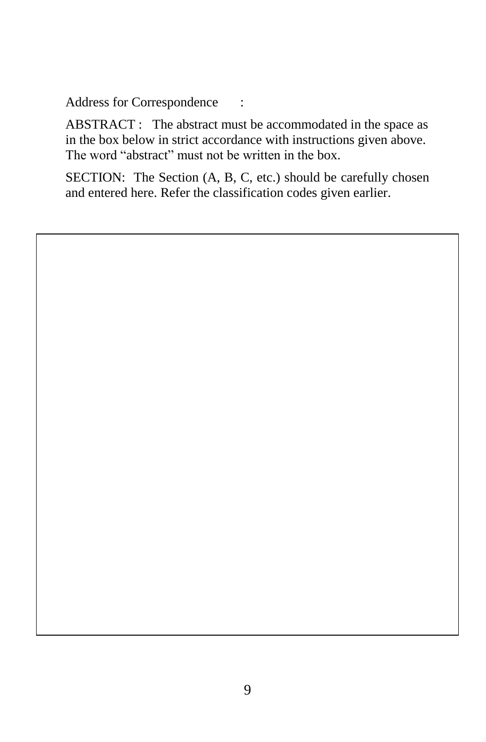Address for Correspondence :

ABSTRACT : The abstract must be accommodated in the space as in the box below in strict accordance with instructions given above. The word “abstract” must not be written in the box.

SECTION: The Section (A, B, C, etc.) should be carefully chosen and entered here. Refer the classification codes given earlier.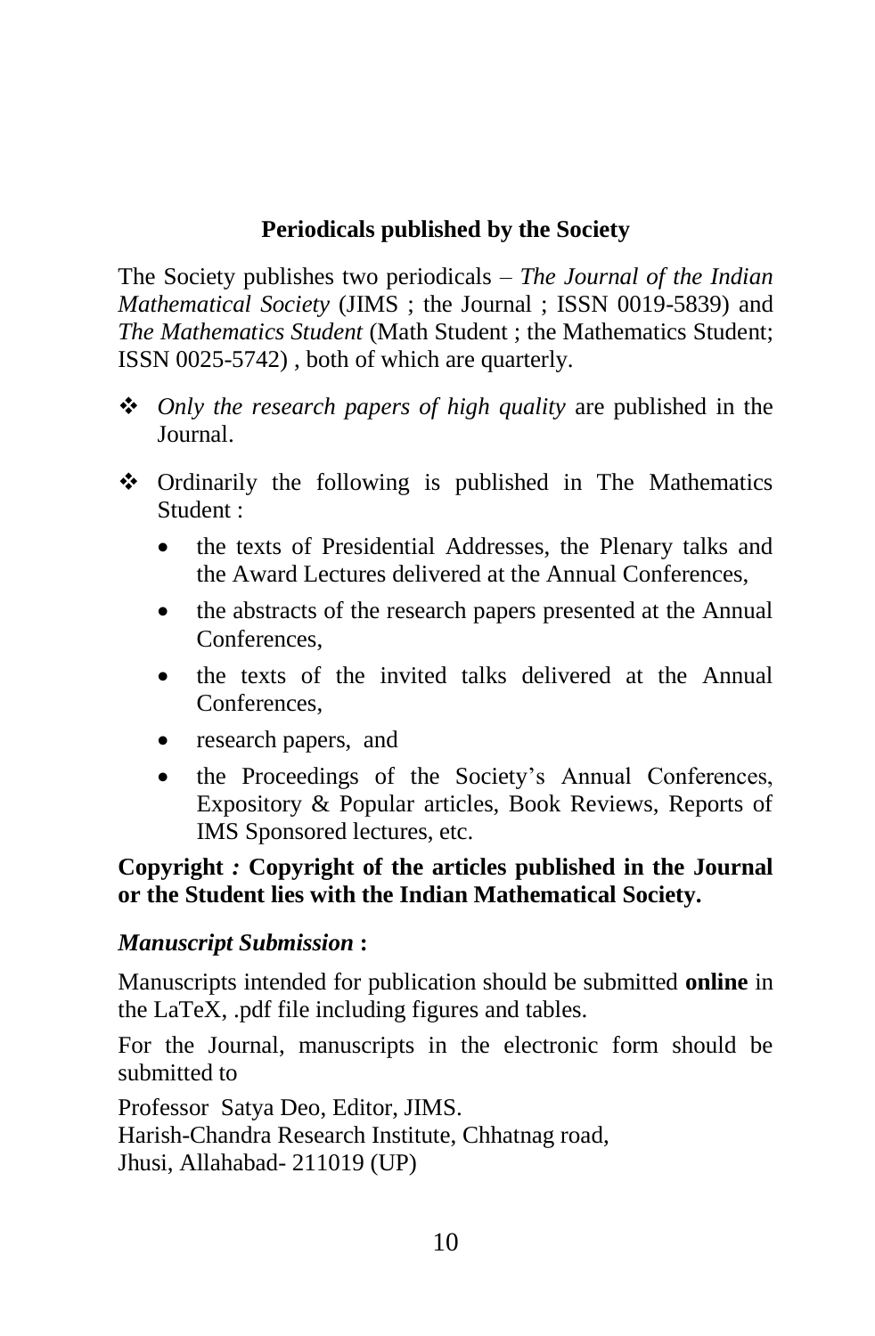## Periodicals published by the Society

The Society publishes two periodicals – *The Journal of the Indian Mathematical Society* (JIMS ; the Journal ; ISSN 0019-5839) and *The Mathematics Student* (Math Student ; the Mathematics Student; ISSN 0025-5742) , both of which are quarterly.

- *Only the research papers of high quality* are published in the Journal.
- Ordinarily the following is published in The Mathematics Student :
  - the texts of Presidential Addresses, the Plenary talks and the Award Lectures delivered at the Annual Conferences,
  - the abstracts of the research papers presented at the Annual Conferences,
  - the texts of the invited talks delivered at the Annual Conferences,
  - research papers, and
  - the Proceedings of the Society's Annual Conferences, Expository & Popular articles, Book Reviews, Reports of IMS Sponsored lectures, etc.

**Copyright *:* Copyright of the articles published in the Journal or the Student lies with the Indian Mathematical Society.**

***Manuscript Submission* :**

Manuscripts intended for publication should be submitted **online** in the LaTeX, .pdf file including figures and tables.

For the Journal, manuscripts in the electronic form should be submitted to

Professor Satya Deo, Editor, JIMS.
Harish-Chandra Research Institute, Chhatnag road,
Jhusi, Allahabad- 211019 (UP)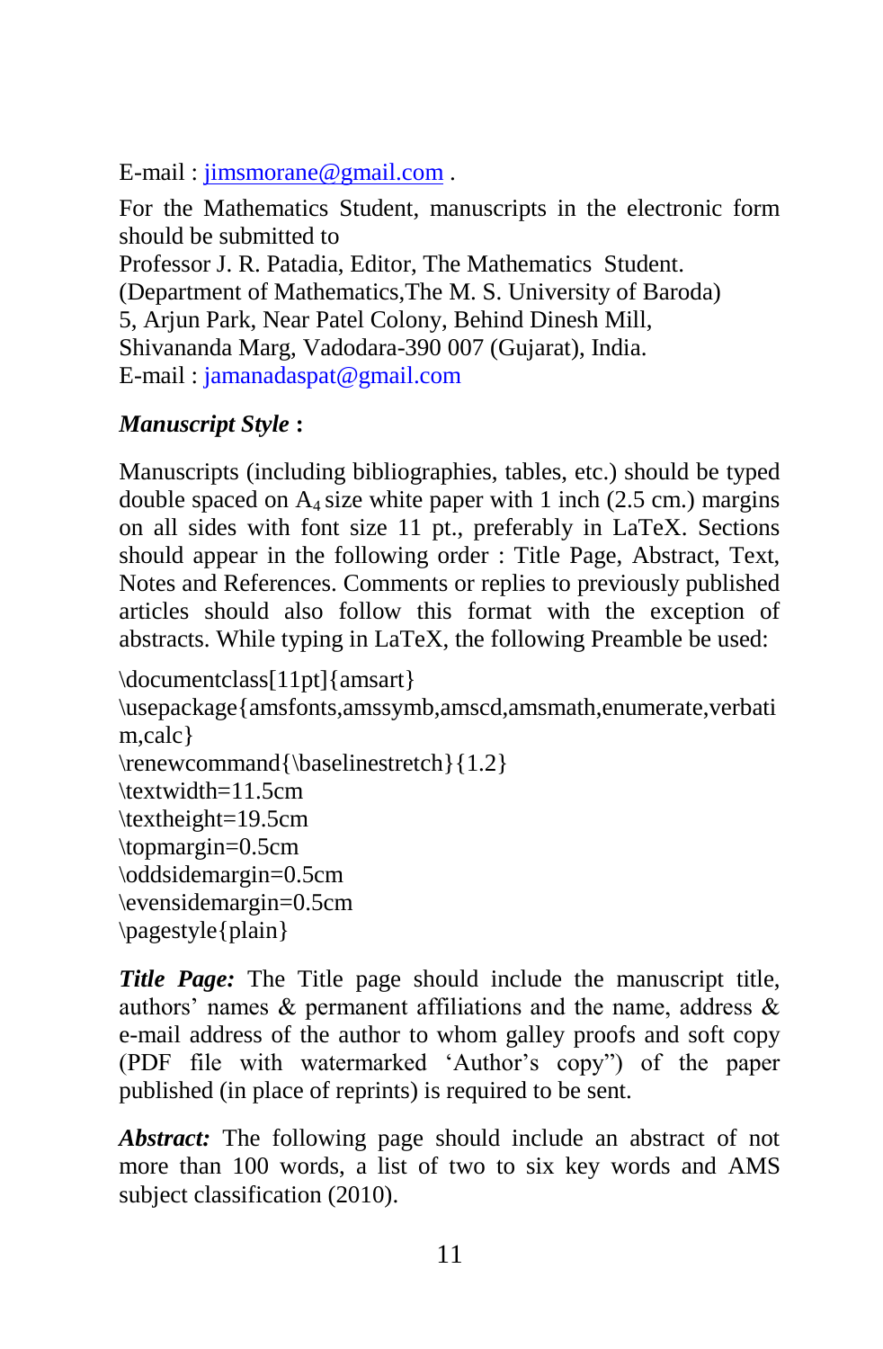E-mail : jimsmorane@gmail.com .

For the Mathematics Student, manuscripts in the electronic form should be submitted to
Professor J. R. Patadia, Editor, The Mathematics Student.
(Department of Mathematics,The M. S. University of Baroda)
5, Arjun Park, Near Patel Colony, Behind Dinesh Mill,
Shivananda Marg, Vadodara-390 007 (Gujarat), India.
E-mail : jamanadaspat@gmail.com

***Manuscript Style* :**

Manuscripts (including bibliographies, tables, etc.) should be typed double spaced on $A_4$ size white paper with 1 inch (2.5 cm.) margins on all sides with font size 11 pt., preferably in LaTeX. Sections should appear in the following order : Title Page, Abstract, Text, Notes and References. Comments or replies to previously published articles should also follow this format with the exception of abstracts. While typing in LaTeX, the following Preamble be used:

```
\documentclass[11pt]{amsart}
\usepackage{amsfonts,amssymb,amscd,amsmath,enumerate,verbatim,calc}
\renewcommand{\baselinestretch}{1.2}
\textwidth=11.5cm
\textheight=19.5cm
\topmargin=0.5cm
\oddsidemargin=0.5cm
\evensidemargin=0.5cm
\pagestyle{plain}
```

***Title Page:*** The Title page should include the manuscript title, authors' names & permanent affiliations and the name, address & e-mail address of the author to whom galley proofs and soft copy (PDF file with watermarked 'Author's copy") of the paper published (in place of reprints) is required to be sent.

***Abstract:*** The following page should include an abstract of not more than 100 words, a list of two to six key words and AMS subject classification (2010).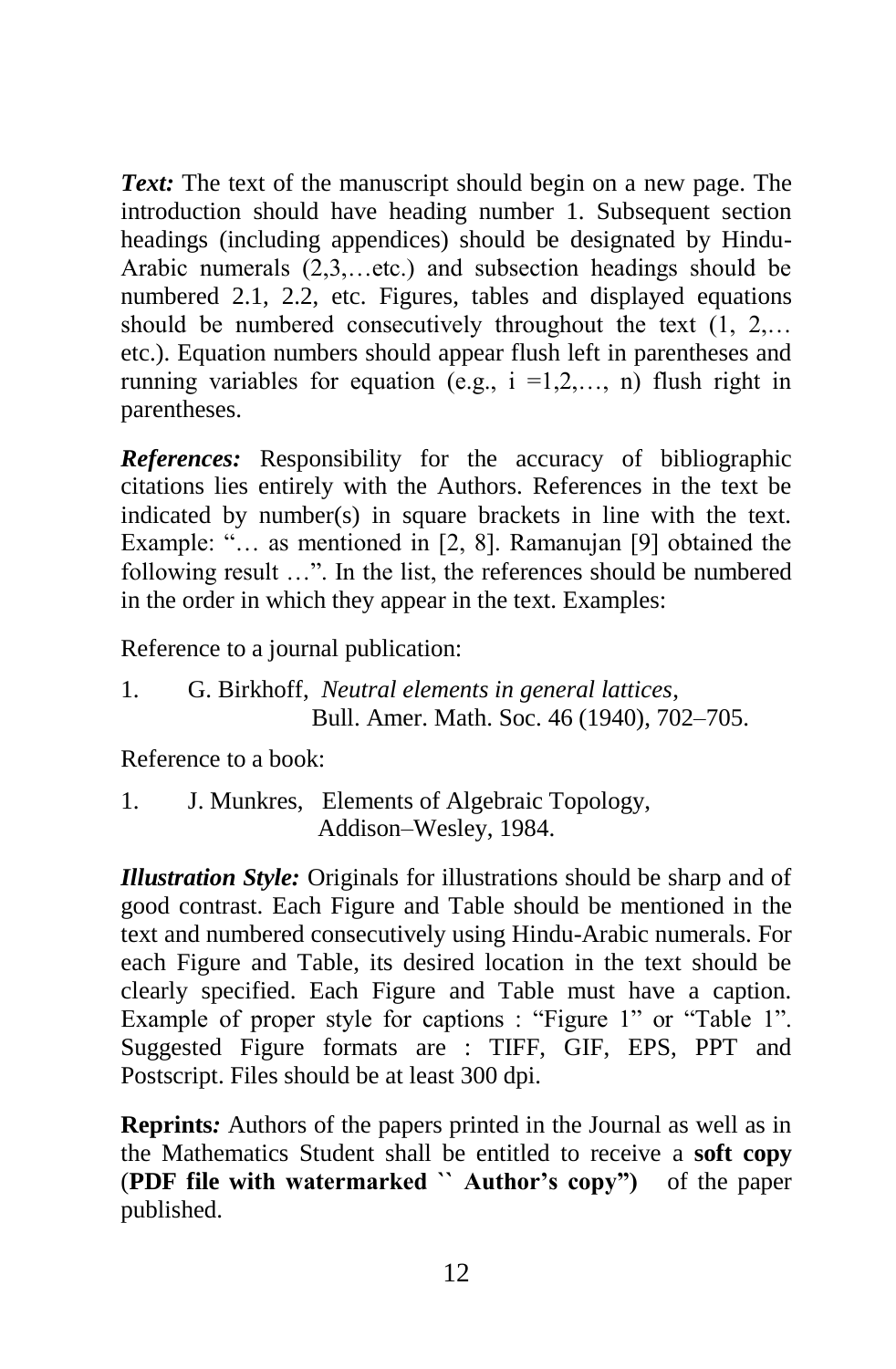***Text:*** The text of the manuscript should begin on a new page. The introduction should have heading number 1. Subsequent section headings (including appendices) should be designated by Hindu-Arabic numerals (2,3,…etc.) and subsection headings should be numbered 2.1, 2.2, etc. Figures, tables and displayed equations should be numbered consecutively throughout the text (1, 2,… etc.). Equation numbers should appear flush left in parentheses and running variables for equation (e.g., $i = 1, 2, \ldots, n$) flush right in parentheses.

***References:*** Responsibility for the accuracy of bibliographic citations lies entirely with the Authors. References in the text be indicated by number(s) in square brackets in line with the text. Example: "… as mentioned in [2, 8]. Ramanujan [9] obtained the following result …". In the list, the references should be numbered in the order in which they appear in the text. Examples:

Reference to a journal publication:

1. G. Birkhoff, *Neutral elements in general lattices*, Bull. Amer. Math. Soc. 46 (1940), 702–705.

Reference to a book:

1. J. Munkres, Elements of Algebraic Topology, Addison–Wesley, 1984.

***Illustration Style:*** Originals for illustrations should be sharp and of good contrast. Each Figure and Table should be mentioned in the text and numbered consecutively using Hindu-Arabic numerals. For each Figure and Table, its desired location in the text should be clearly specified. Each Figure and Table must have a caption. Example of proper style for captions : "Figure 1" or "Table 1". Suggested Figure formats are : TIFF, GIF, EPS, PPT and Postscript. Files should be at least 300 dpi.

**Reprints*:*** Authors of the papers printed in the Journal as well as in the Mathematics Student shall be entitled to receive a **soft copy** (**PDF file with watermarked `` Author's copy")** of the paper published.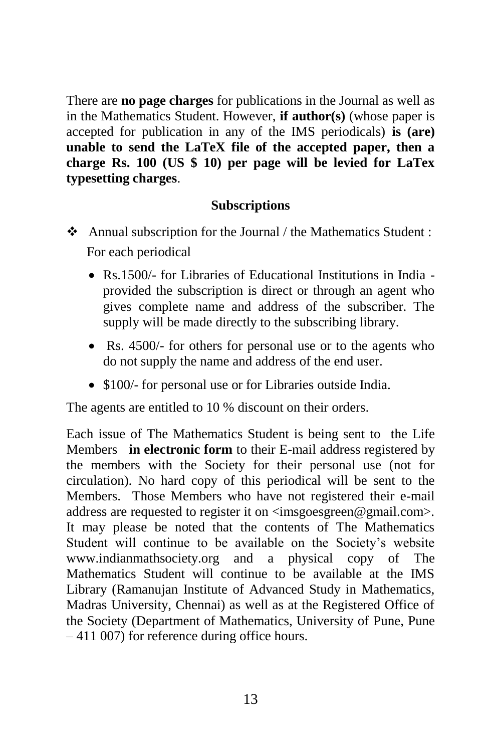There are **no page charges** for publications in the Journal as well as in the Mathematics Student. However, **if author(s)** (whose paper is accepted for publication in any of the IMS periodicals) **is (are) unable to send the LaTeX file of the accepted paper, then a charge Rs. 100 (US $ 10) per page will be levied for LaTex typesetting charges**.

## Subscriptions

- Annual subscription for the Journal / the Mathematics Student :

  For each periodical

  - Rs.1500/- for Libraries of Educational Institutions in India - provided the subscription is direct or through an agent who gives complete name and address of the subscriber. The supply will be made directly to the subscribing library.
  - Rs. 4500/- for others for personal use or to the agents who do not supply the name and address of the end user.
  - $100/- for personal use or for Libraries outside India.

The agents are entitled to 10 % discount on their orders.

Each issue of The Mathematics Student is being sent to the Life Members **in electronic form** to their E-mail address registered by the members with the Society for their personal use (not for circulation). No hard copy of this periodical will be sent to the Members. Those Members who have not registered their e-mail address are requested to register it on <imsgoesgreen@gmail.com>. It may please be noted that the contents of The Mathematics Student will continue to be available on the Society's website www.indianmathsociety.org and a physical copy of The Mathematics Student will continue to be available at the IMS Library (Ramanujan Institute of Advanced Study in Mathematics, Madras University, Chennai) as well as at the Registered Office of the Society (Department of Mathematics, University of Pune, Pune – 411 007) for reference during office hours.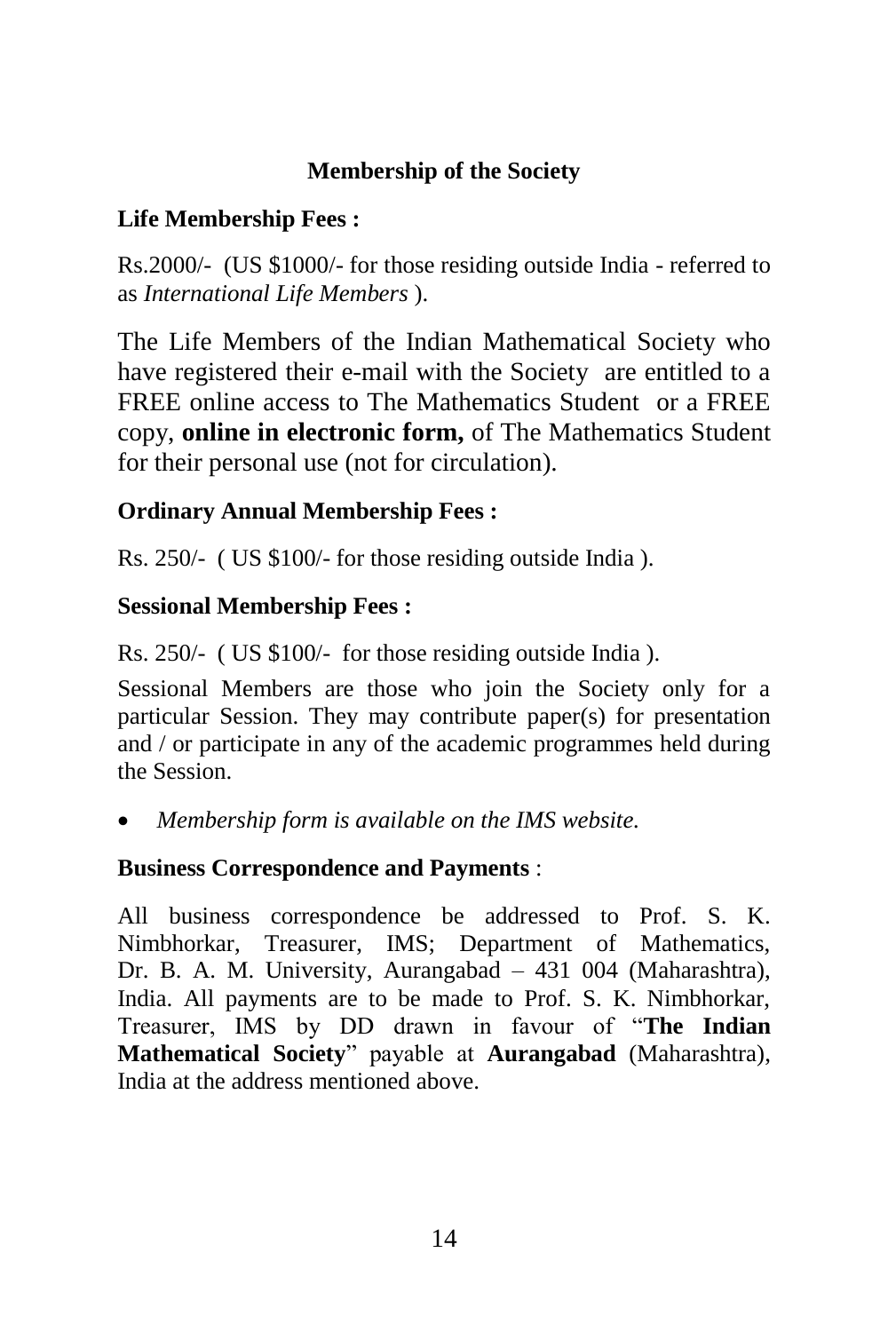## Membership of the Society

**Life Membership Fees :**

Rs.2000/- (US $1000/- for those residing outside India - referred to as *International Life Members* ).

The Life Members of the Indian Mathematical Society who have registered their e-mail with the Society are entitled to a FREE online access to The Mathematics Student or a FREE copy, **online in electronic form,** of The Mathematics Student for their personal use (not for circulation).

**Ordinary Annual Membership Fees :**

Rs. 250/- ( US $100/- for those residing outside India ).

**Sessional Membership Fees :**

Rs. 250/- ( US $100/- for those residing outside India ).

Sessional Members are those who join the Society only for a particular Session. They may contribute paper(s) for presentation and / or participate in any of the academic programmes held during the Session.

- *Membership form is available on the IMS website.*

**Business Correspondence and Payments** :

All business correspondence be addressed to Prof. S. K. Nimbhorkar, Treasurer, IMS; Department of Mathematics, Dr. B. A. M. University, Aurangabad – 431 004 (Maharashtra), India. All payments are to be made to Prof. S. K. Nimbhorkar, Treasurer, IMS by DD drawn in favour of "**The Indian Mathematical Society**" payable at **Aurangabad** (Maharashtra), India at the address mentioned above.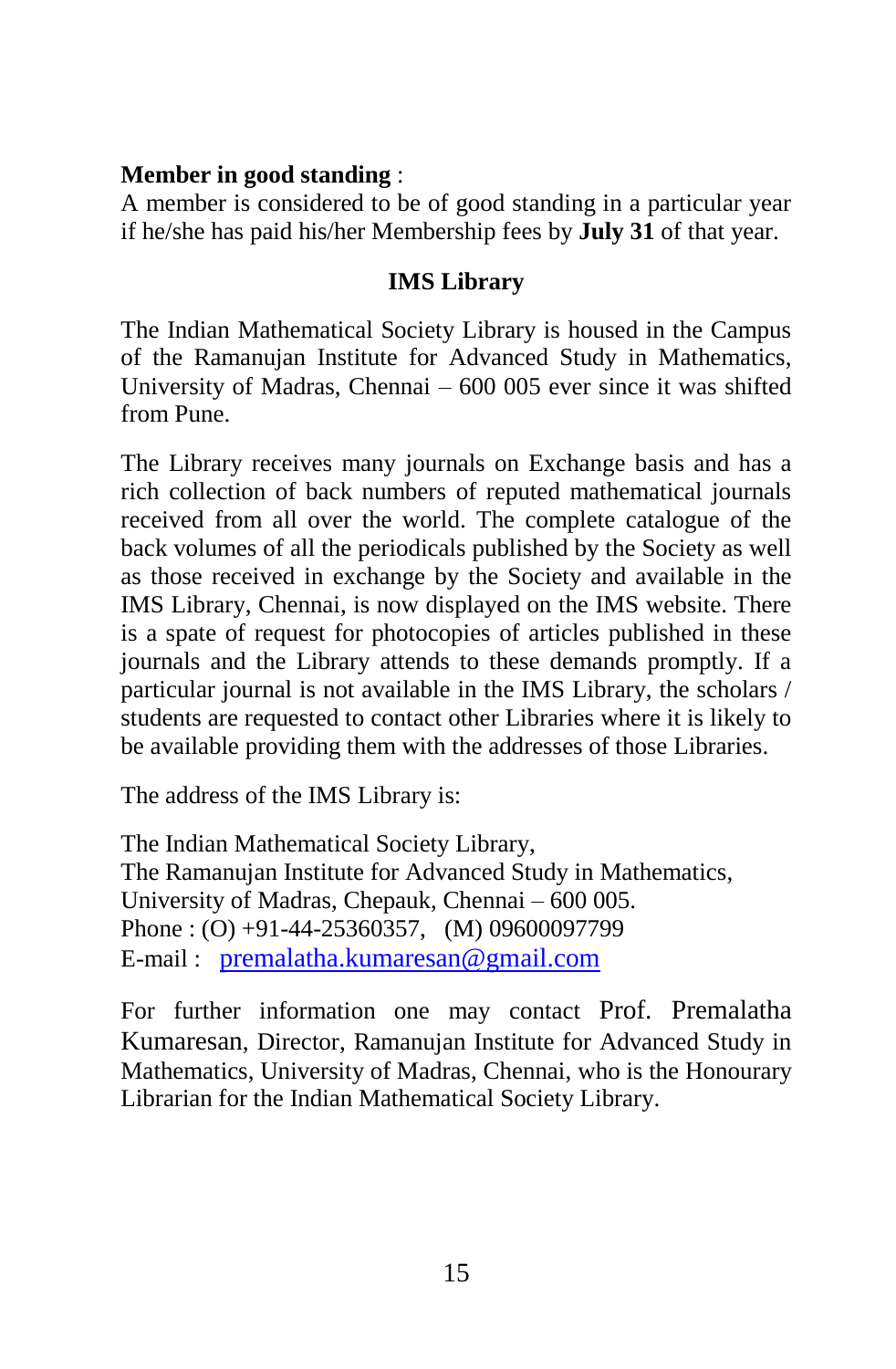**Member in good standing** :
A member is considered to be of good standing in a particular year if he/she has paid his/her Membership fees by **July 31** of that year.

## IMS Library

The Indian Mathematical Society Library is housed in the Campus of the Ramanujan Institute for Advanced Study in Mathematics, University of Madras, Chennai – 600 005 ever since it was shifted from Pune.

The Library receives many journals on Exchange basis and has a rich collection of back numbers of reputed mathematical journals received from all over the world. The complete catalogue of the back volumes of all the periodicals published by the Society as well as those received in exchange by the Society and available in the IMS Library, Chennai, is now displayed on the IMS website. There is a spate of request for photocopies of articles published in these journals and the Library attends to these demands promptly. If a particular journal is not available in the IMS Library, the scholars / students are requested to contact other Libraries where it is likely to be available providing them with the addresses of those Libraries.

The address of the IMS Library is:

The Indian Mathematical Society Library,
The Ramanujan Institute for Advanced Study in Mathematics,
University of Madras, Chepauk, Chennai – 600 005.
Phone : (O) +91-44-25360357, (M) 09600097799
E-mail : premalatha.kumaresan@gmail.com

For further information one may contact Prof. Premalatha Kumaresan, Director, Ramanujan Institute for Advanced Study in Mathematics, University of Madras, Chennai, who is the Honourary Librarian for the Indian Mathematical Society Library.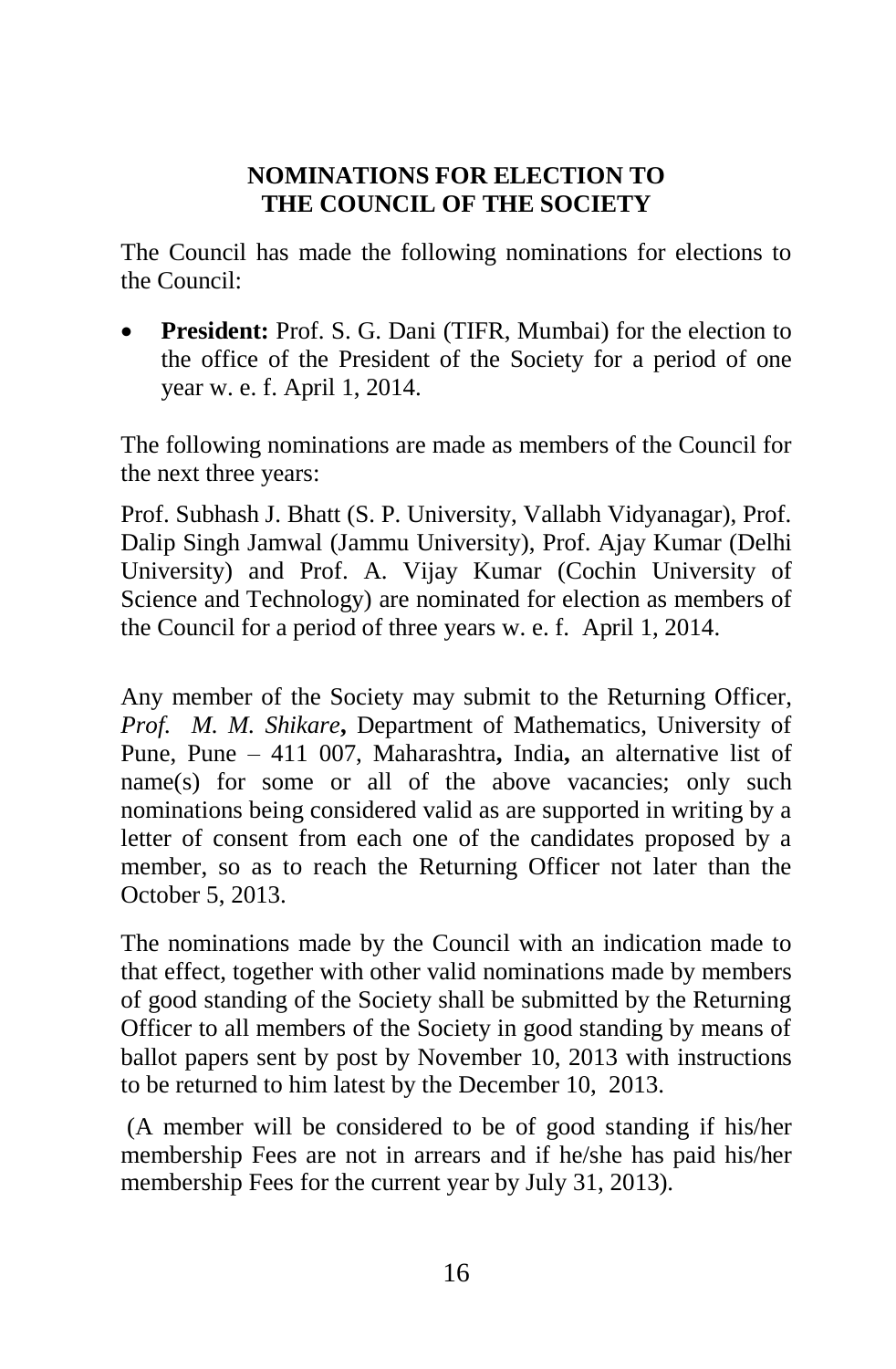## NOMINATIONS FOR ELECTION TO THE COUNCIL OF THE SOCIETY

The Council has made the following nominations for elections to the Council:

- **President:** Prof. S. G. Dani (TIFR, Mumbai) for the election to the office of the President of the Society for a period of one year w. e. f. April 1, 2014.

The following nominations are made as members of the Council for the next three years:

Prof. Subhash J. Bhatt (S. P. University, Vallabh Vidyanagar), Prof. Dalip Singh Jamwal (Jammu University), Prof. Ajay Kumar (Delhi University) and Prof. A. Vijay Kumar (Cochin University of Science and Technology) are nominated for election as members of the Council for a period of three years w. e. f. April 1, 2014.

Any member of the Society may submit to the Returning Officer, *Prof. M. M. Shikare*, Department of Mathematics, University of Pune, Pune – 411 007, Maharashtra, India, an alternative list of name(s) for some or all of the above vacancies; only such nominations being considered valid as are supported in writing by a letter of consent from each one of the candidates proposed by a member, so as to reach the Returning Officer not later than the October 5, 2013.

The nominations made by the Council with an indication made to that effect, together with other valid nominations made by members of good standing of the Society shall be submitted by the Returning Officer to all members of the Society in good standing by means of ballot papers sent by post by November 10, 2013 with instructions to be returned to him latest by the December 10, 2013.

(A member will be considered to be of good standing if his/her membership Fees are not in arrears and if he/she has paid his/her membership Fees for the current year by July 31, 2013).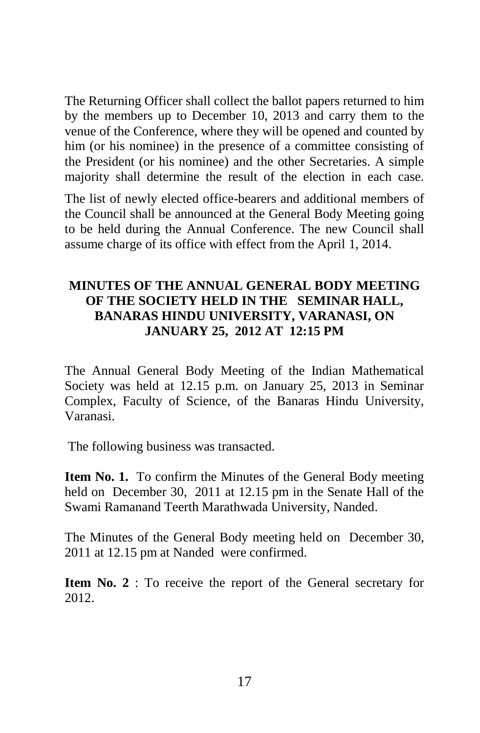The Returning Officer shall collect the ballot papers returned to him by the members up to December 10, 2013 and carry them to the venue of the Conference, where they will be opened and counted by him (or his nominee) in the presence of a committee consisting of the President (or his nominee) and the other Secretaries. A simple majority shall determine the result of the election in each case.

The list of newly elected office-bearers and additional members of the Council shall be announced at the General Body Meeting going to be held during the Annual Conference. The new Council shall assume charge of its office with effect from the April 1, 2014.

## MINUTES OF THE ANNUAL GENERAL BODY MEETING OF THE SOCIETY HELD IN THE SEMINAR HALL, BANARAS HINDU UNIVERSITY, VARANASI, ON JANUARY 25, 2012 AT 12:15 PM

The Annual General Body Meeting of the Indian Mathematical Society was held at 12.15 p.m. on January 25, 2013 in Seminar Complex, Faculty of Science, of the Banaras Hindu University, Varanasi.

The following business was transacted.

**Item No. 1.** To confirm the Minutes of the General Body meeting held on December 30, 2011 at 12.15 pm in the Senate Hall of the Swami Ramanand Teerth Marathwada University, Nanded.

The Minutes of the General Body meeting held on December 30, 2011 at 12.15 pm at Nanded were confirmed.

**Item No. 2** : To receive the report of the General secretary for 2012.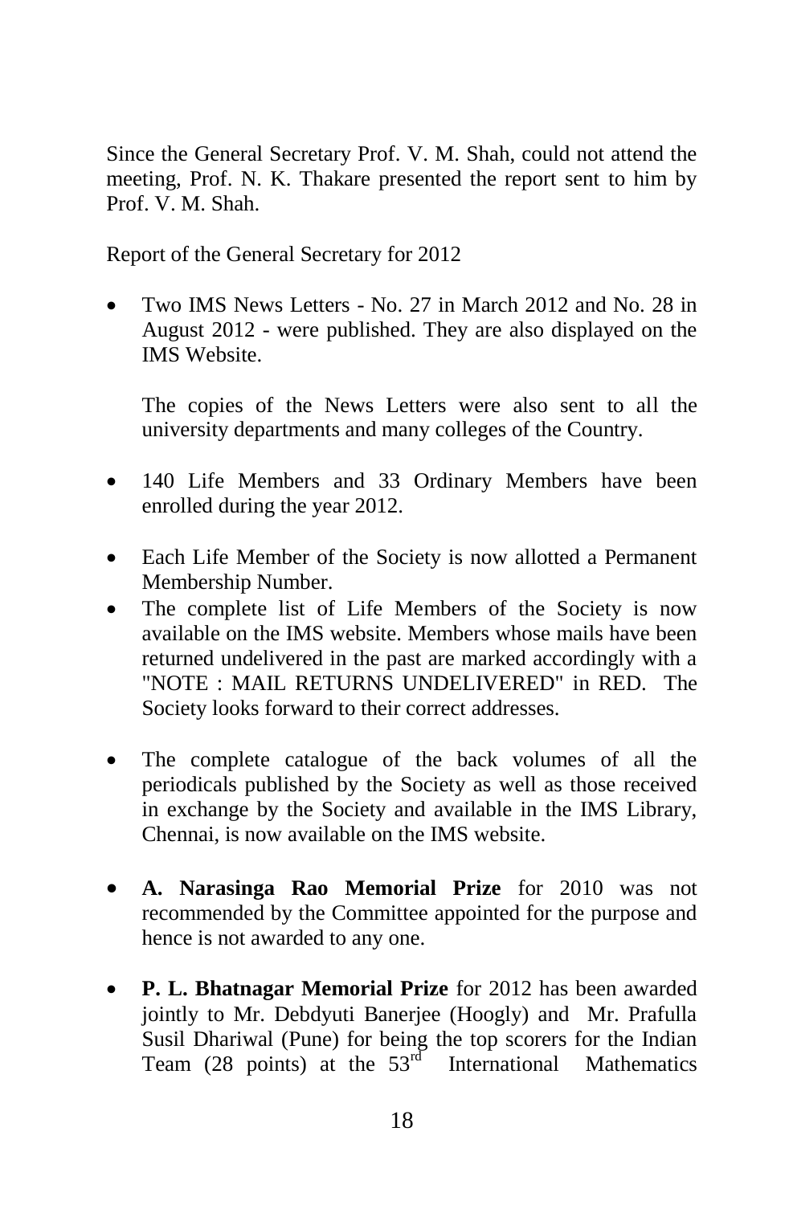Since the General Secretary Prof. V. M. Shah, could not attend the meeting, Prof. N. K. Thakare presented the report sent to him by Prof. V. M. Shah.

Report of the General Secretary for 2012

- Two IMS News Letters - No. 27 in March 2012 and No. 28 in August 2012 - were published. They are also displayed on the IMS Website.

  The copies of the News Letters were also sent to all the university departments and many colleges of the Country.

- 140 Life Members and 33 Ordinary Members have been enrolled during the year 2012.

- Each Life Member of the Society is now allotted a Permanent Membership Number.
- The complete list of Life Members of the Society is now available on the IMS website. Members whose mails have been returned undelivered in the past are marked accordingly with a "NOTE : MAIL RETURNS UNDELIVERED" in RED. The Society looks forward to their correct addresses.

- The complete catalogue of the back volumes of all the periodicals published by the Society as well as those received in exchange by the Society and available in the IMS Library, Chennai, is now available on the IMS website.

- **A. Narasinga Rao Memorial Prize** for 2010 was not recommended by the Committee appointed for the purpose and hence is not awarded to any one.

- **P. L. Bhatnagar Memorial Prize** for 2012 has been awarded jointly to Mr. Debdyuti Banerjee (Hoogly) and Mr. Prafulla Susil Dhariwal (Pune) for being the top scorers for the Indian Team (28 points) at the 53rd International Mathematics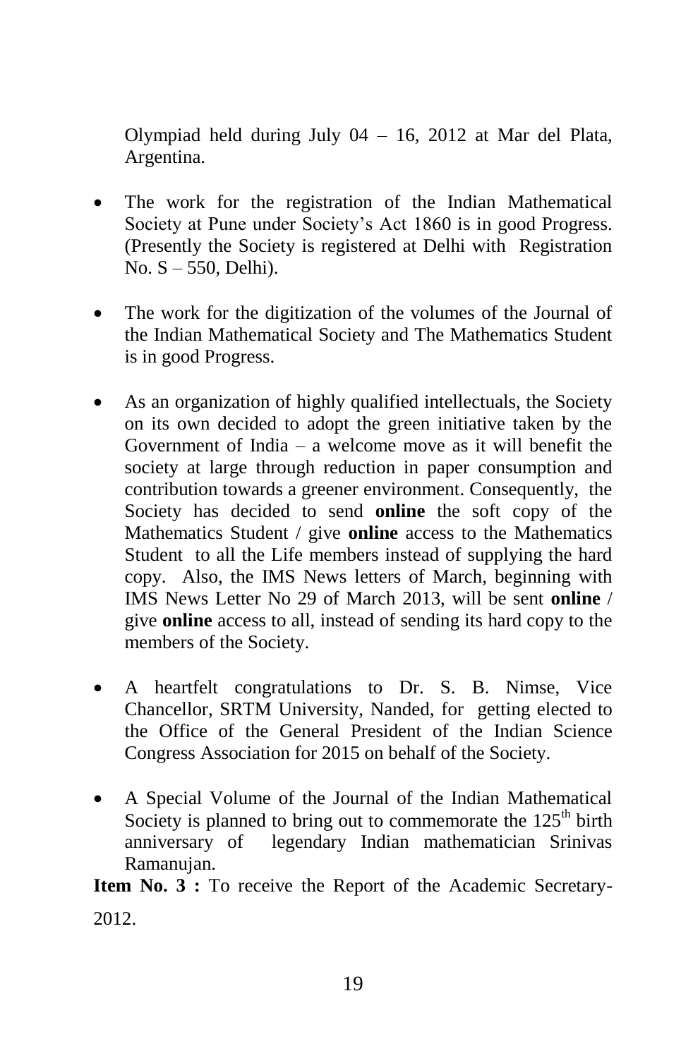Olympiad held during July 04 – 16, 2012 at Mar del Plata, Argentina.

- The work for the registration of the Indian Mathematical Society at Pune under Society's Act 1860 is in good Progress. (Presently the Society is registered at Delhi with Registration No. S – 550, Delhi).

- The work for the digitization of the volumes of the Journal of the Indian Mathematical Society and The Mathematics Student is in good Progress.

- As an organization of highly qualified intellectuals, the Society on its own decided to adopt the green initiative taken by the Government of India – a welcome move as it will benefit the society at large through reduction in paper consumption and contribution towards a greener environment. Consequently, the Society has decided to send **online** the soft copy of the Mathematics Student / give **online** access to the Mathematics Student to all the Life members instead of supplying the hard copy. Also, the IMS News letters of March, beginning with IMS News Letter No 29 of March 2013, will be sent **online** / give **online** access to all, instead of sending its hard copy to the members of the Society.

- A heartfelt congratulations to Dr. S. B. Nimse, Vice Chancellor, SRTM University, Nanded, for getting elected to the Office of the General President of the Indian Science Congress Association for 2015 on behalf of the Society.

- A Special Volume of the Journal of the Indian Mathematical Society is planned to bring out to commemorate the 125th birth anniversary of legendary Indian mathematician Srinivas Ramanujan.

**Item No. 3 :** To receive the Report of the Academic Secretary-2012.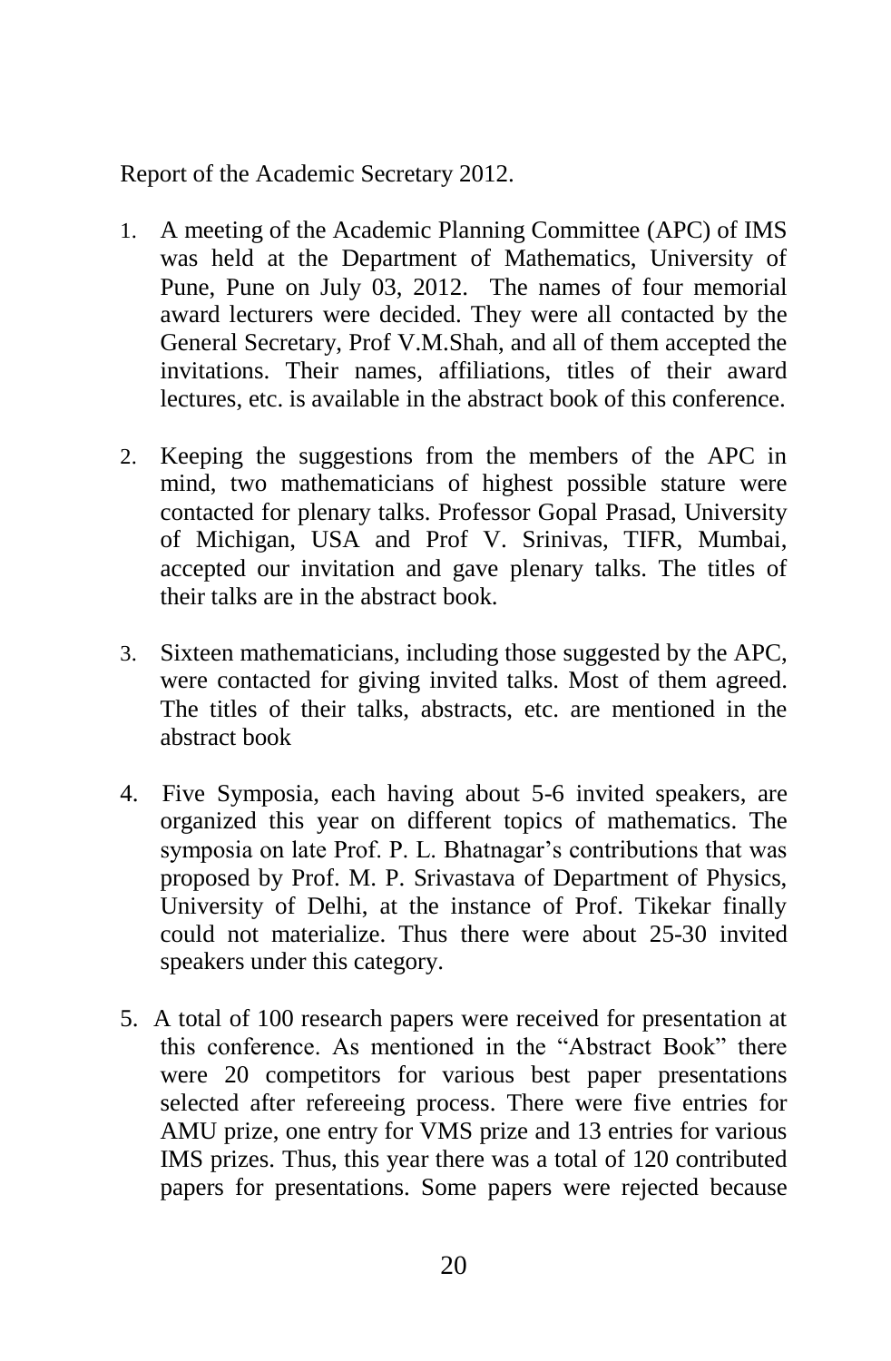Report of the Academic Secretary 2012.

1. A meeting of the Academic Planning Committee (APC) of IMS was held at the Department of Mathematics, University of Pune, Pune on July 03, 2012. The names of four memorial award lecturers were decided. They were all contacted by the General Secretary, Prof V.M.Shah, and all of them accepted the invitations. Their names, affiliations, titles of their award lectures, etc. is available in the abstract book of this conference.

2. Keeping the suggestions from the members of the APC in mind, two mathematicians of highest possible stature were contacted for plenary talks. Professor Gopal Prasad, University of Michigan, USA and Prof V. Srinivas, TIFR, Mumbai, accepted our invitation and gave plenary talks. The titles of their talks are in the abstract book.

3. Sixteen mathematicians, including those suggested by the APC, were contacted for giving invited talks. Most of them agreed. The titles of their talks, abstracts, etc. are mentioned in the abstract book

4. Five Symposia, each having about 5-6 invited speakers, are organized this year on different topics of mathematics. The symposia on late Prof. P. L. Bhatnagar's contributions that was proposed by Prof. M. P. Srivastava of Department of Physics, University of Delhi, at the instance of Prof. Tikekar finally could not materialize. Thus there were about 25-30 invited speakers under this category.

5. A total of 100 research papers were received for presentation at this conference. As mentioned in the "Abstract Book" there were 20 competitors for various best paper presentations selected after refereeing process. There were five entries for AMU prize, one entry for VMS prize and 13 entries for various IMS prizes. Thus, this year there was a total of 120 contributed papers for presentations. Some papers were rejected because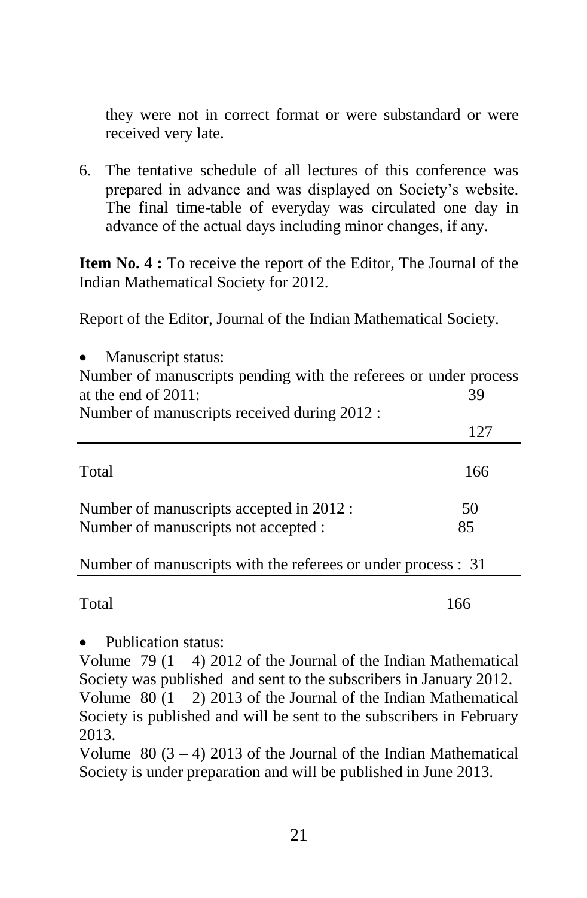they were not in correct format or were substandard or were received very late.

6. The tentative schedule of all lectures of this conference was prepared in advance and was displayed on Society's website. The final time-table of everyday was circulated one day in advance of the actual days including minor changes, if any.

**Item No. 4 :** To receive the report of the Editor, The Journal of the Indian Mathematical Society for 2012.

Report of the Editor, Journal of the Indian Mathematical Society.

- Manuscript status:

| | |
|---|---|
| Number of manuscripts pending with the referees or under process at the end of 2011: | 39 |
| Number of manuscripts received during 2012 : | 127 |
| Total | 166 |

| | |
|---|---|
| Number of manuscripts accepted in 2012 : | 50 |
| Number of manuscripts not accepted : | 85 |
| Number of manuscripts with the referees or under process : | 31 |
| Total | 166 |

- Publication status:

Volume 79 (1 – 4) 2012 of the Journal of the Indian Mathematical Society was published and sent to the subscribers in January 2012.
Volume 80 (1 – 2) 2013 of the Journal of the Indian Mathematical Society is published and will be sent to the subscribers in February 2013.
Volume 80 (3 – 4) 2013 of the Journal of the Indian Mathematical Society is under preparation and will be published in June 2013.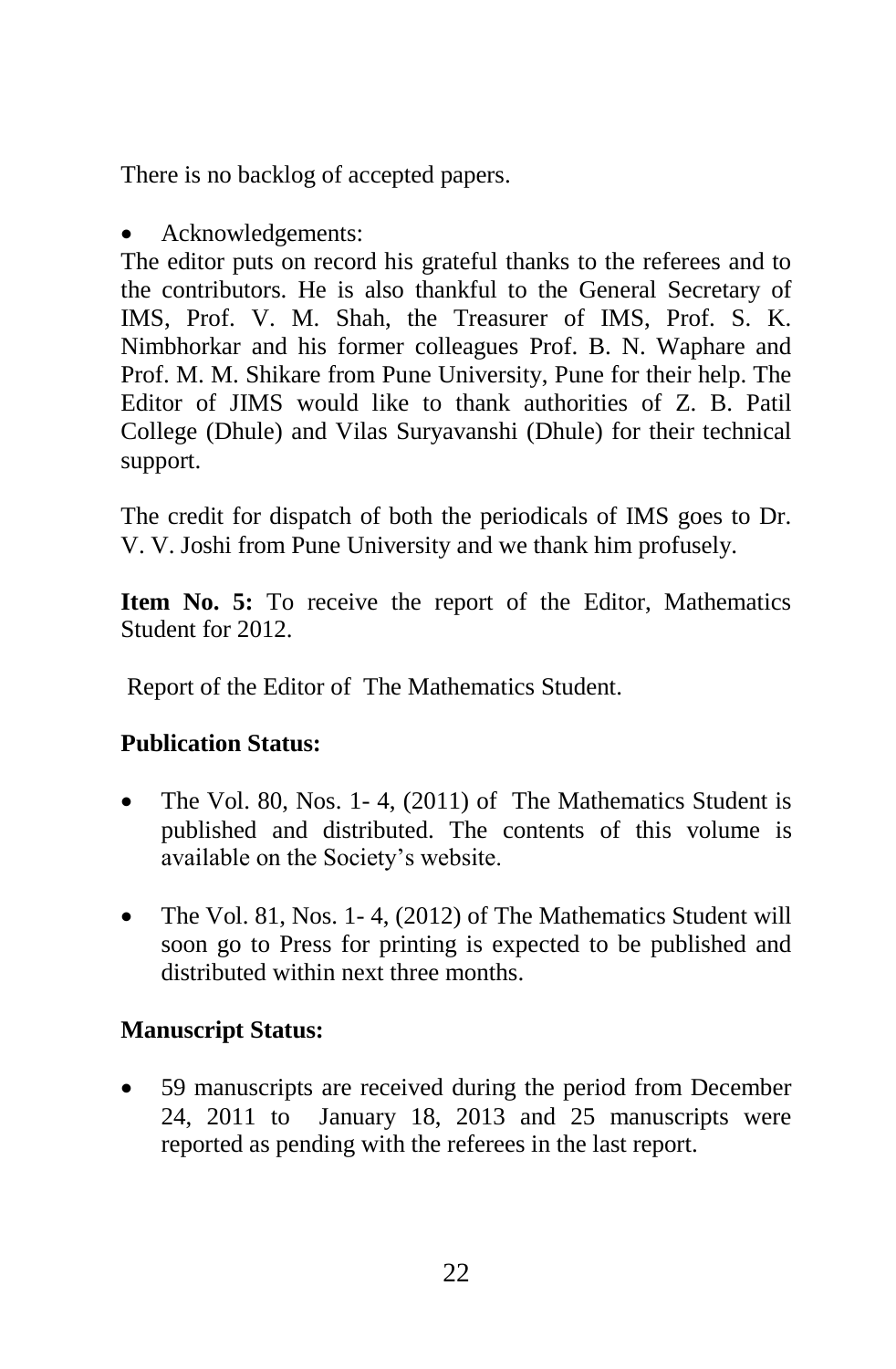There is no backlog of accepted papers.

- Acknowledgements:

The editor puts on record his grateful thanks to the referees and to the contributors. He is also thankful to the General Secretary of IMS, Prof. V. M. Shah, the Treasurer of IMS, Prof. S. K. Nimbhorkar and his former colleagues Prof. B. N. Waphare and Prof. M. M. Shikare from Pune University, Pune for their help. The Editor of JIMS would like to thank authorities of Z. B. Patil College (Dhule) and Vilas Suryavanshi (Dhule) for their technical support.

The credit for dispatch of both the periodicals of IMS goes to Dr. V. V. Joshi from Pune University and we thank him profusely.

**Item No. 5:** To receive the report of the Editor, Mathematics Student for 2012.

Report of the Editor of The Mathematics Student.

**Publication Status:**

- The Vol. 80, Nos. 1- 4, (2011) of The Mathematics Student is published and distributed. The contents of this volume is available on the Society's website.
- The Vol. 81, Nos. 1- 4, (2012) of The Mathematics Student will soon go to Press for printing is expected to be published and distributed within next three months.

**Manuscript Status:**

- 59 manuscripts are received during the period from December 24, 2011 to January 18, 2013 and 25 manuscripts were reported as pending with the referees in the last report.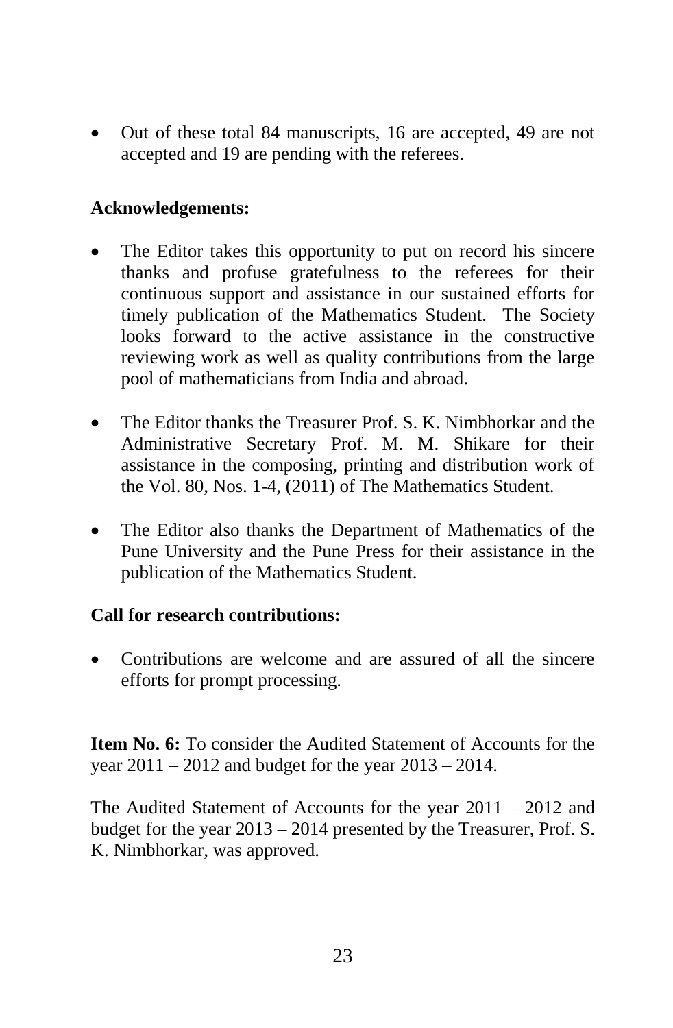- Out of these total 84 manuscripts, 16 are accepted, 49 are not accepted and 19 are pending with the referees.

**Acknowledgements:**

- The Editor takes this opportunity to put on record his sincere thanks and profuse gratefulness to the referees for their continuous support and assistance in our sustained efforts for timely publication of the Mathematics Student. The Society looks forward to the active assistance in the constructive reviewing work as well as quality contributions from the large pool of mathematicians from India and abroad.

- The Editor thanks the Treasurer Prof. S. K. Nimbhorkar and the Administrative Secretary Prof. M. M. Shikare for their assistance in the composing, printing and distribution work of the Vol. 80, Nos. 1-4, (2011) of The Mathematics Student.

- The Editor also thanks the Department of Mathematics of the Pune University and the Pune Press for their assistance in the publication of the Mathematics Student.

**Call for research contributions:**

- Contributions are welcome and are assured of all the sincere efforts for prompt processing.

**Item No. 6:** To consider the Audited Statement of Accounts for the year 2011 – 2012 and budget for the year 2013 – 2014.

The Audited Statement of Accounts for the year 2011 – 2012 and budget for the year 2013 – 2014 presented by the Treasurer, Prof. S. K. Nimbhorkar, was approved.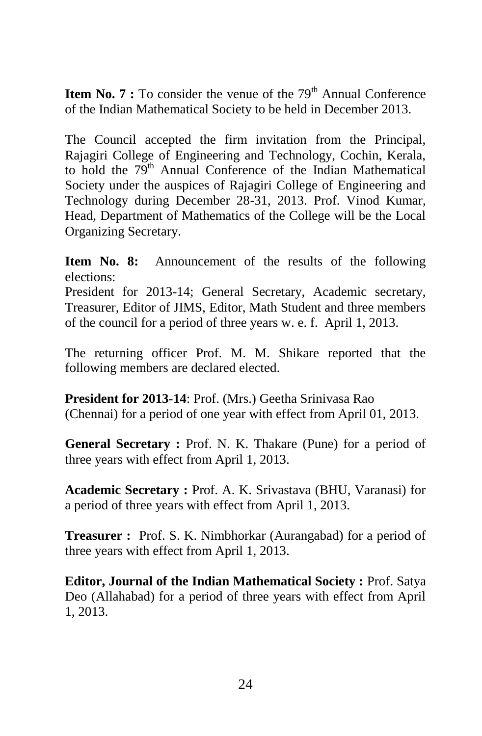**Item No. 7 :** To consider the venue of the 79th Annual Conference of the Indian Mathematical Society to be held in December 2013.

The Council accepted the firm invitation from the Principal, Rajagiri College of Engineering and Technology, Cochin, Kerala, to hold the 79th Annual Conference of the Indian Mathematical Society under the auspices of Rajagiri College of Engineering and Technology during December 28-31, 2013. Prof. Vinod Kumar, Head, Department of Mathematics of the College will be the Local Organizing Secretary.

**Item No. 8:** Announcement of the results of the following elections:
President for 2013-14; General Secretary, Academic secretary, Treasurer, Editor of JIMS, Editor, Math Student and three members of the council for a period of three years w. e. f. April 1, 2013.

The returning officer Prof. M. M. Shikare reported that the following members are declared elected.

**President for 2013-14**: Prof. (Mrs.) Geetha Srinivasa Rao (Chennai) for a period of one year with effect from April 01, 2013.

**General Secretary :** Prof. N. K. Thakare (Pune) for a period of three years with effect from April 1, 2013.

**Academic Secretary :** Prof. A. K. Srivastava (BHU, Varanasi) for a period of three years with effect from April 1, 2013.

**Treasurer :** Prof. S. K. Nimbhorkar (Aurangabad) for a period of three years with effect from April 1, 2013.

**Editor, Journal of the Indian Mathematical Society :** Prof. Satya Deo (Allahabad) for a period of three years with effect from April 1, 2013.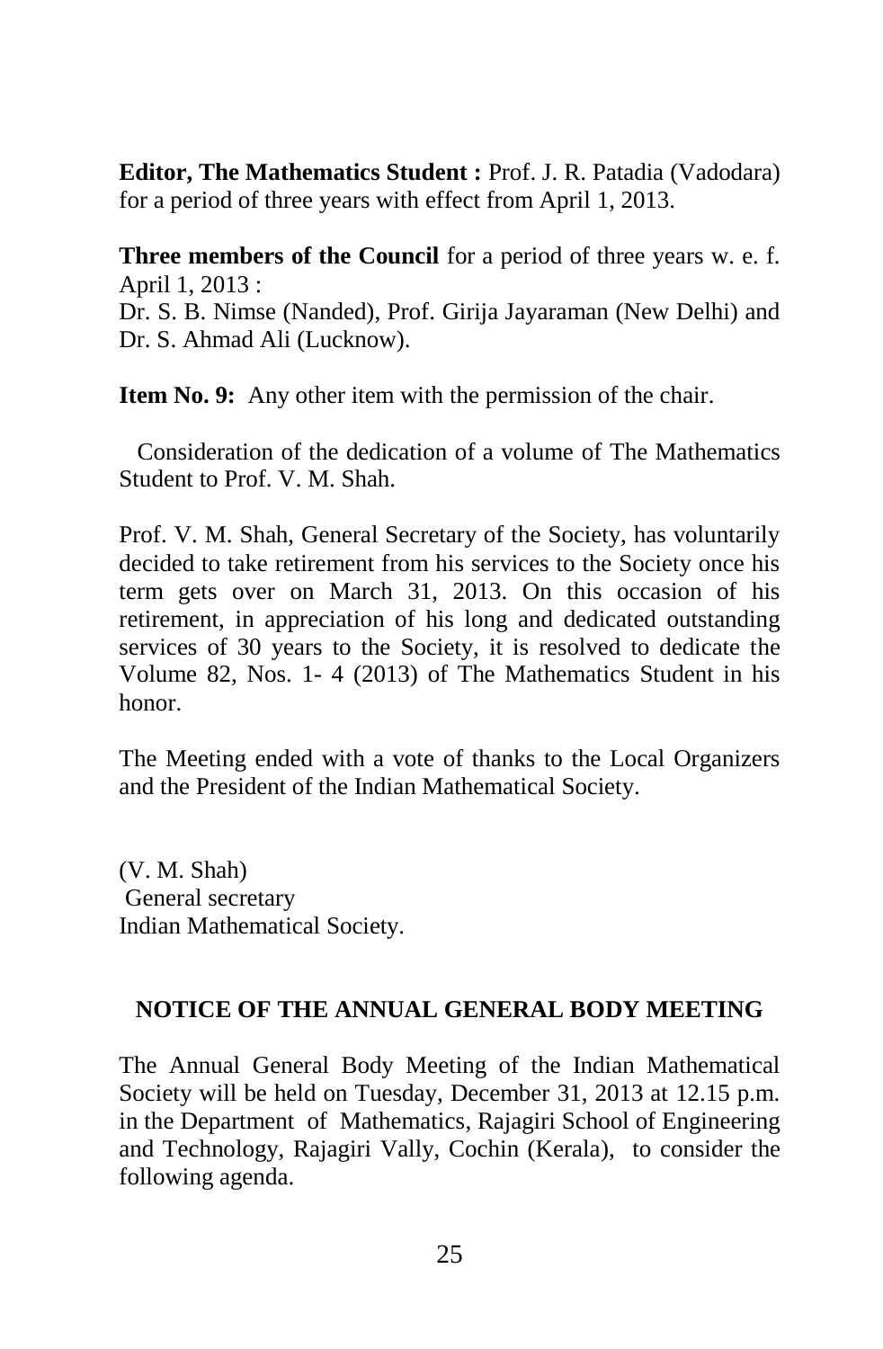**Editor, The Mathematics Student :** Prof. J. R. Patadia (Vadodara) for a period of three years with effect from April 1, 2013.

**Three members of the Council** for a period of three years w. e. f. April 1, 2013 :
Dr. S. B. Nimse (Nanded), Prof. Girija Jayaraman (New Delhi) and Dr. S. Ahmad Ali (Lucknow).

**Item No. 9:** Any other item with the permission of the chair.

Consideration of the dedication of a volume of The Mathematics Student to Prof. V. M. Shah.

Prof. V. M. Shah, General Secretary of the Society, has voluntarily decided to take retirement from his services to the Society once his term gets over on March 31, 2013. On this occasion of his retirement, in appreciation of his long and dedicated outstanding services of 30 years to the Society, it is resolved to dedicate the Volume 82, Nos. 1- 4 (2013) of The Mathematics Student in his honor.

The Meeting ended with a vote of thanks to the Local Organizers and the President of the Indian Mathematical Society.

(V. M. Shah)
General secretary
Indian Mathematical Society.

## NOTICE OF THE ANNUAL GENERAL BODY MEETING

The Annual General Body Meeting of the Indian Mathematical Society will be held on Tuesday, December 31, 2013 at 12.15 p.m. in the Department of Mathematics, Rajagiri School of Engineering and Technology, Rajagiri Vally, Cochin (Kerala), to consider the following agenda.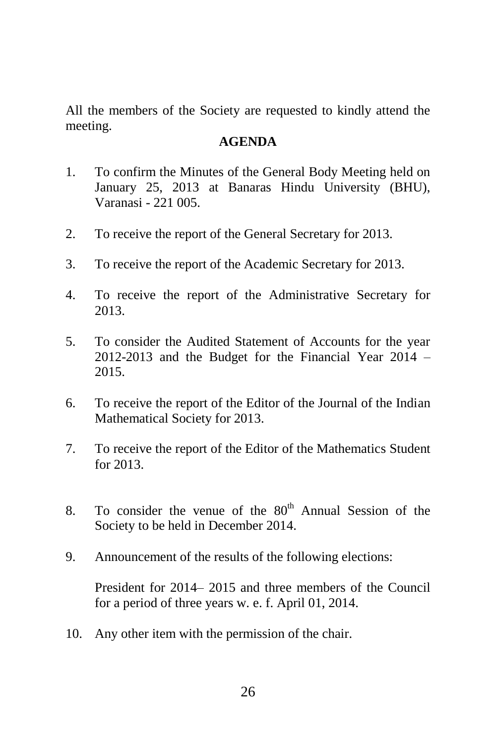All the members of the Society are requested to kindly attend the meeting.

**AGENDA**

1. To confirm the Minutes of the General Body Meeting held on January 25, 2013 at Banaras Hindu University (BHU), Varanasi - 221 005.

2. To receive the report of the General Secretary for 2013.

3. To receive the report of the Academic Secretary for 2013.

4. To receive the report of the Administrative Secretary for 2013.

5. To consider the Audited Statement of Accounts for the year 2012-2013 and the Budget for the Financial Year 2014 – 2015.

6. To receive the report of the Editor of the Journal of the Indian Mathematical Society for 2013.

7. To receive the report of the Editor of the Mathematics Student for 2013.

8. To consider the venue of the 80th Annual Session of the Society to be held in December 2014.

9. Announcement of the results of the following elections:

   President for 2014– 2015 and three members of the Council for a period of three years w. e. f. April 01, 2014.

10. Any other item with the permission of the chair.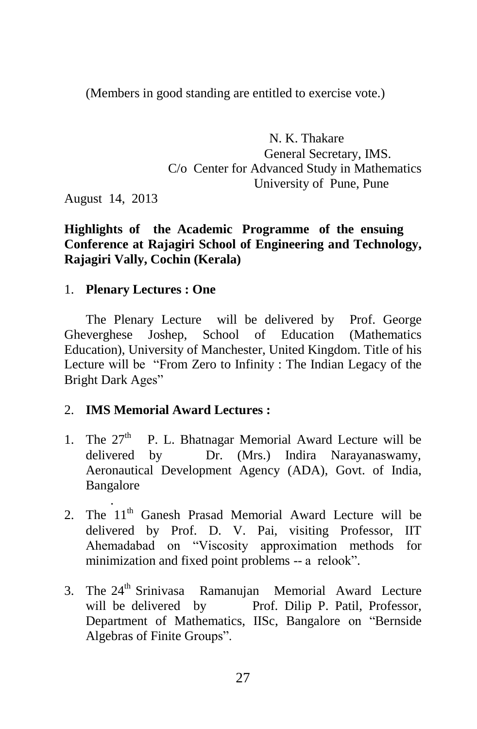(Members in good standing are entitled to exercise vote.)

N. K. Thakare
General Secretary, IMS.
C/o Center for Advanced Study in Mathematics
University of Pune, Pune

August 14, 2013

**Highlights of the Academic Programme of the ensuing Conference at Rajagiri School of Engineering and Technology, Rajagiri Vally, Cochin (Kerala)**

1. **Plenary Lectures : One**

The Plenary Lecture will be delivered by Prof. George Gheverghese Joshep, School of Education (Mathematics Education), University of Manchester, United Kingdom. Title of his Lecture will be "From Zero to Infinity : The Indian Legacy of the Bright Dark Ages"

2. **IMS Memorial Award Lectures :**

1. The 27th P. L. Bhatnagar Memorial Award Lecture will be delivered by Dr. (Mrs.) Indira Narayanaswamy, Aeronautical Development Agency (ADA), Govt. of India, Bangalore

2. The 11th Ganesh Prasad Memorial Award Lecture will be delivered by Prof. D. V. Pai, visiting Professor, IIT Ahemadabad on "Viscosity approximation methods for minimization and fixed point problems -- a relook".

3. The 24th Srinivasa Ramanujan Memorial Award Lecture will be delivered by Prof. Dilip P. Patil, Professor, Department of Mathematics, IISc, Bangalore on "Bernside Algebras of Finite Groups".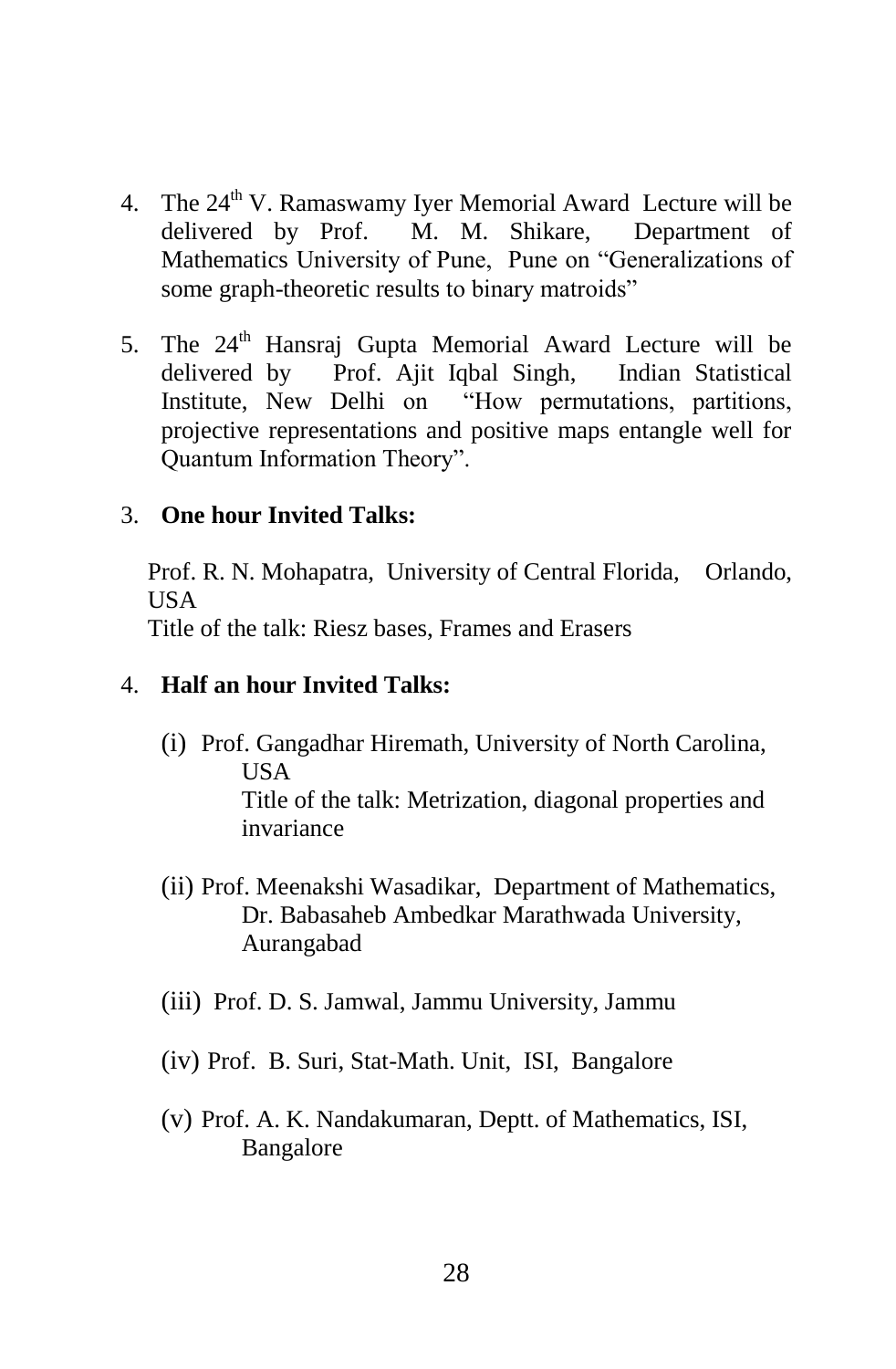4. The 24th V. Ramaswamy Iyer Memorial Award Lecture will be delivered by Prof. M. M. Shikare, Department of Mathematics University of Pune, Pune on "Generalizations of some graph-theoretic results to binary matroids"

5. The 24th Hansraj Gupta Memorial Award Lecture will be delivered by Prof. Ajit Iqbal Singh, Indian Statistical Institute, New Delhi on "How permutations, partitions, projective representations and positive maps entangle well for Quantum Information Theory".

3. **One hour Invited Talks:**

   Prof. R. N. Mohapatra, University of Central Florida, Orlando, USA
   Title of the talk: Riesz bases, Frames and Erasers

4. **Half an hour Invited Talks:**

   (i) Prof. Gangadhar Hiremath, University of North Carolina, USA
   Title of the talk: Metrization, diagonal properties and invariance

   (ii) Prof. Meenakshi Wasadikar, Department of Mathematics, Dr. Babasaheb Ambedkar Marathwada University, Aurangabad

   (iii) Prof. D. S. Jamwal, Jammu University, Jammu

   (iv) Prof. B. Suri, Stat-Math. Unit, ISI, Bangalore

   (v) Prof. A. K. Nandakumaran, Deptt. of Mathematics, ISI, Bangalore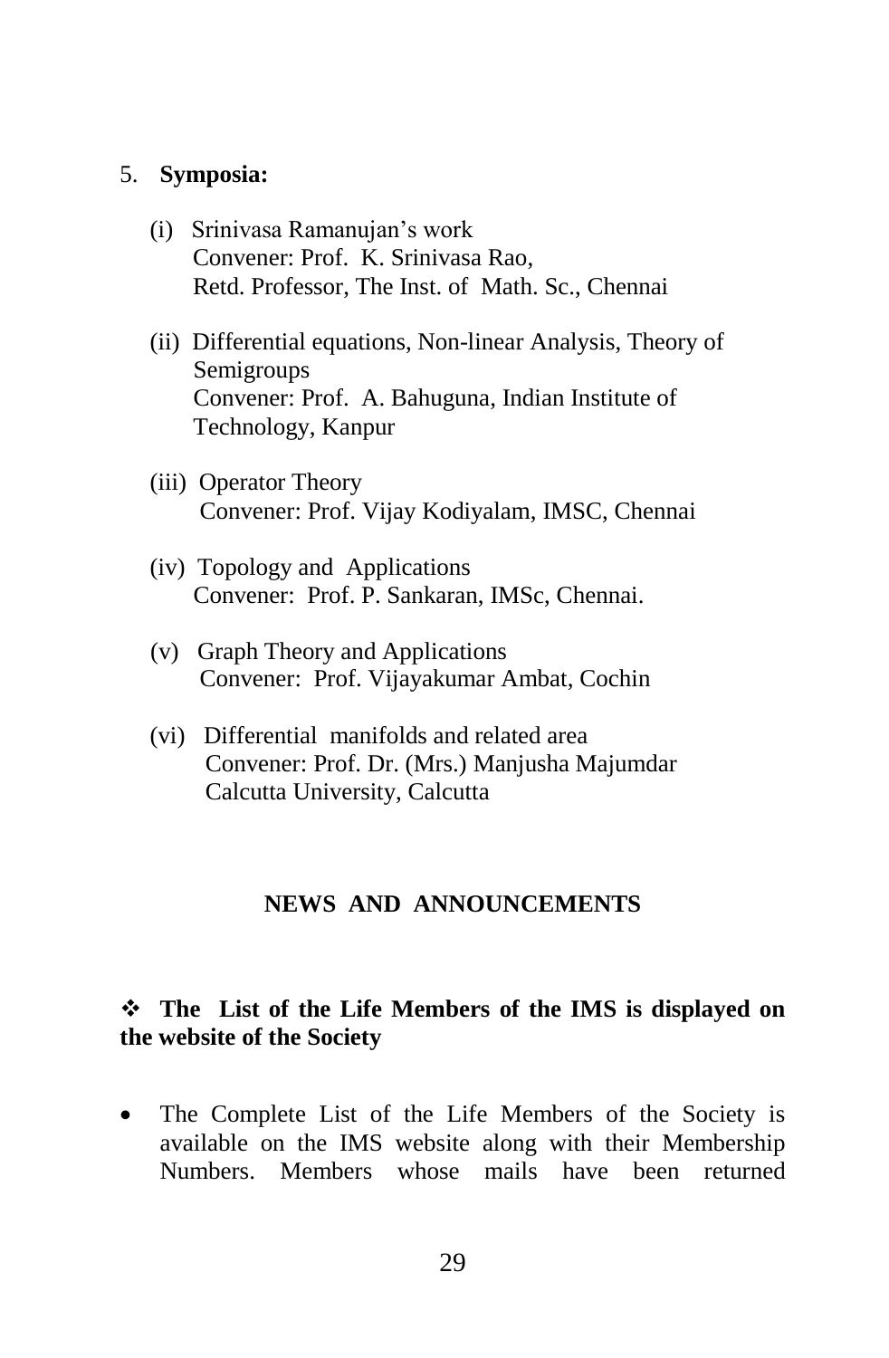5. **Symposia:**

   (i) Srinivasa Ramanujan's work
   Convener: Prof. K. Srinivasa Rao,
   Retd. Professor, The Inst. of Math. Sc., Chennai

   (ii) Differential equations, Non-linear Analysis, Theory of Semigroups
   Convener: Prof. A. Bahuguna, Indian Institute of Technology, Kanpur

   (iii) Operator Theory
   Convener: Prof. Vijay Kodiyalam, IMSC, Chennai

   (iv) Topology and Applications
   Convener: Prof. P. Sankaran, IMSc, Chennai.

   (v) Graph Theory and Applications
   Convener: Prof. Vijayakumar Ambat, Cochin

   (vi) Differential manifolds and related area
   Convener: Prof. Dr. (Mrs.) Manjusha Majumdar
   Calcutta University, Calcutta

## NEWS AND ANNOUNCEMENTS

❖ **The List of the Life Members of the IMS is displayed on the website of the Society**

- The Complete List of the Life Members of the Society is available on the IMS website along with their Membership Numbers. Members whose mails have been returned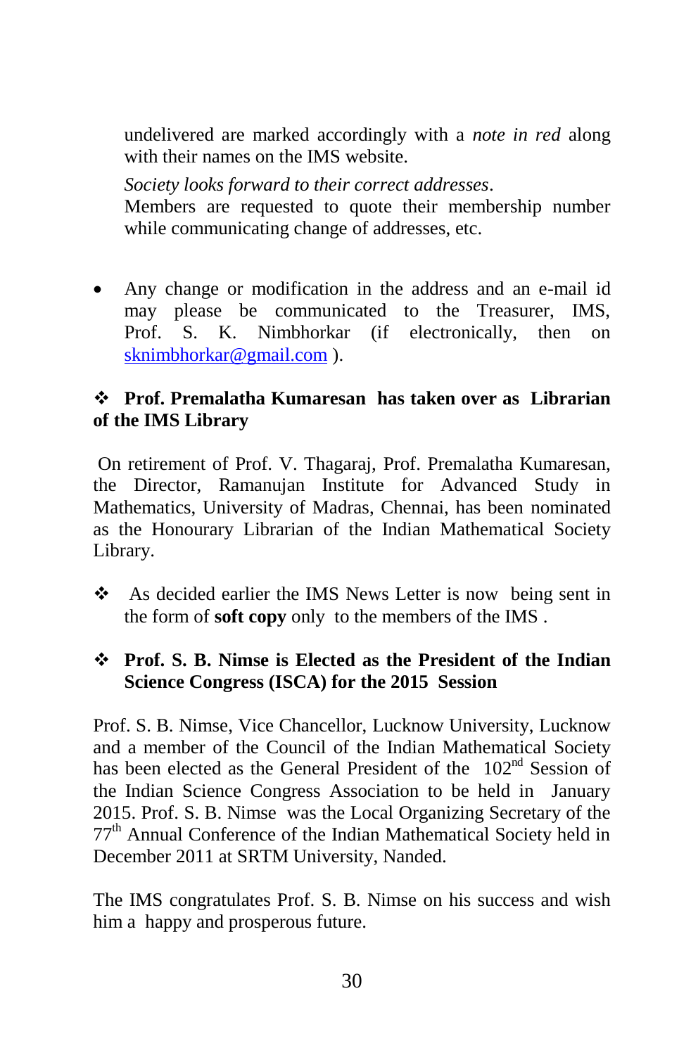undelivered are marked accordingly with a *note in red* along with their names on the IMS website.

*Society looks forward to their correct addresses*.
Members are requested to quote their membership number while communicating change of addresses, etc.

- Any change or modification in the address and an e-mail id may please be communicated to the Treasurer, IMS, Prof. S. K. Nimbhorkar (if electronically, then on sknimbhorkar@gmail.com ).

❖ **Prof. Premalatha Kumaresan has taken over as Librarian of the IMS Library**

On retirement of Prof. V. Thagaraj, Prof. Premalatha Kumaresan, the Director, Ramanujan Institute for Advanced Study in Mathematics, University of Madras, Chennai, has been nominated as the Honourary Librarian of the Indian Mathematical Society Library.

❖ As decided earlier the IMS News Letter is now being sent in the form of **soft copy** only to the members of the IMS .

❖ **Prof. S. B. Nimse is Elected as the President of the Indian Science Congress (ISCA) for the 2015 Session**

Prof. S. B. Nimse, Vice Chancellor, Lucknow University, Lucknow and a member of the Council of the Indian Mathematical Society has been elected as the General President of the 102nd Session of the Indian Science Congress Association to be held in January 2015. Prof. S. B. Nimse was the Local Organizing Secretary of the 77th Annual Conference of the Indian Mathematical Society held in December 2011 at SRTM University, Nanded.

The IMS congratulates Prof. S. B. Nimse on his success and wish him a happy and prosperous future.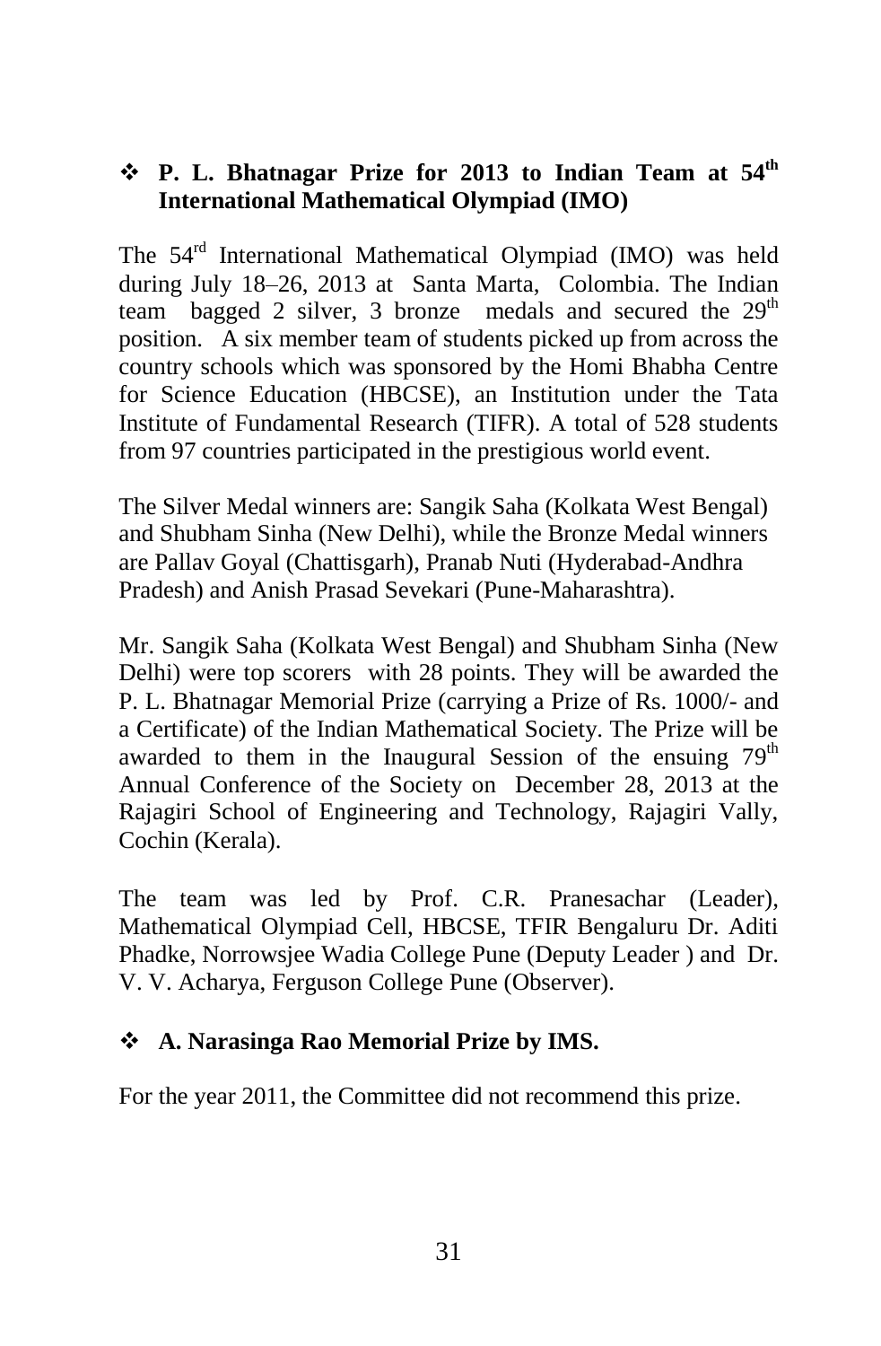- **P. L. Bhatnagar Prize for 2013 to Indian Team at 54th International Mathematical Olympiad (IMO)**

The 54rd International Mathematical Olympiad (IMO) was held during July 18–26, 2013 at Santa Marta, Colombia. The Indian team bagged 2 silver, 3 bronze medals and secured the 29th position. A six member team of students picked up from across the country schools which was sponsored by the Homi Bhabha Centre for Science Education (HBCSE), an Institution under the Tata Institute of Fundamental Research (TIFR). A total of 528 students from 97 countries participated in the prestigious world event.

The Silver Medal winners are: Sangik Saha (Kolkata West Bengal) and Shubham Sinha (New Delhi), while the Bronze Medal winners are Pallav Goyal (Chattisgarh), Pranab Nuti (Hyderabad-Andhra Pradesh) and Anish Prasad Sevekari (Pune-Maharashtra).

Mr. Sangik Saha (Kolkata West Bengal) and Shubham Sinha (New Delhi) were top scorers with 28 points. They will be awarded the P. L. Bhatnagar Memorial Prize (carrying a Prize of Rs. 1000/- and a Certificate) of the Indian Mathematical Society. The Prize will be awarded to them in the Inaugural Session of the ensuing 79th Annual Conference of the Society on December 28, 2013 at the Rajagiri School of Engineering and Technology, Rajagiri Vally, Cochin (Kerala).

The team was led by Prof. C.R. Pranesachar (Leader), Mathematical Olympiad Cell, HBCSE, TFIR Bengaluru Dr. Aditi Phadke, Norrowsjee Wadia College Pune (Deputy Leader ) and Dr. V. V. Acharya, Ferguson College Pune (Observer).

- **A. Narasinga Rao Memorial Prize by IMS.**

For the year 2011, the Committee did not recommend this prize.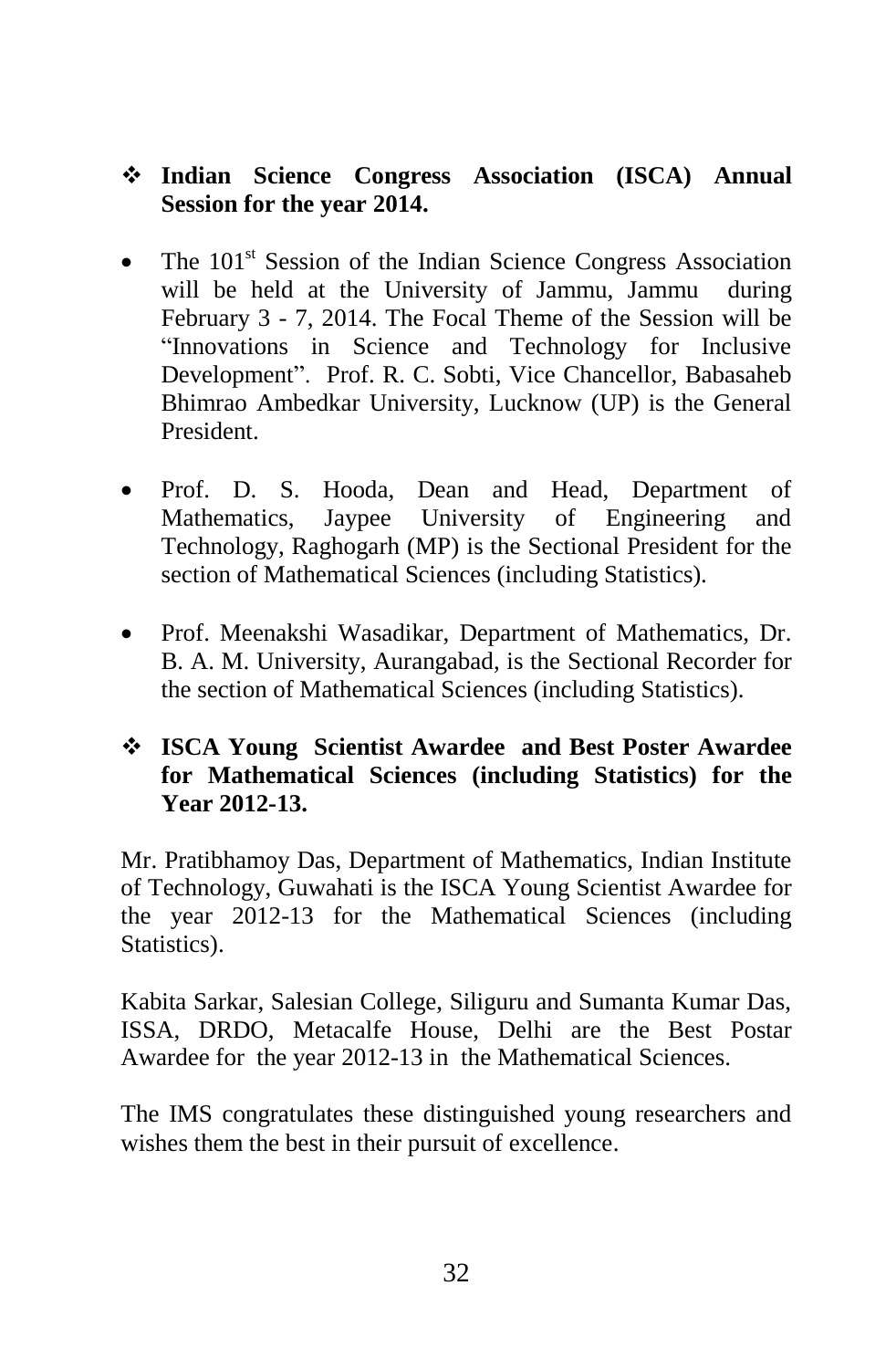- **Indian Science Congress Association (ISCA) Annual Session for the year 2014.**

- The 101st Session of the Indian Science Congress Association will be held at the University of Jammu, Jammu during February 3 - 7, 2014. The Focal Theme of the Session will be "Innovations in Science and Technology for Inclusive Development". Prof. R. C. Sobti, Vice Chancellor, Babasaheb Bhimrao Ambedkar University, Lucknow (UP) is the General President.

- Prof. D. S. Hooda, Dean and Head, Department of Mathematics, Jaypee University of Engineering and Technology, Raghogarh (MP) is the Sectional President for the section of Mathematical Sciences (including Statistics).

- Prof. Meenakshi Wasadikar, Department of Mathematics, Dr. B. A. M. University, Aurangabad, is the Sectional Recorder for the section of Mathematical Sciences (including Statistics).

- **ISCA Young Scientist Awardee and Best Poster Awardee for Mathematical Sciences (including Statistics) for the Year 2012-13.**

Mr. Pratibhamoy Das, Department of Mathematics, Indian Institute of Technology, Guwahati is the ISCA Young Scientist Awardee for the year 2012-13 for the Mathematical Sciences (including Statistics).

Kabita Sarkar, Salesian College, Siliguru and Sumanta Kumar Das, ISSA, DRDO, Metacalfe House, Delhi are the Best Postar Awardee for the year 2012-13 in the Mathematical Sciences.

The IMS congratulates these distinguished young researchers and wishes them the best in their pursuit of excellence.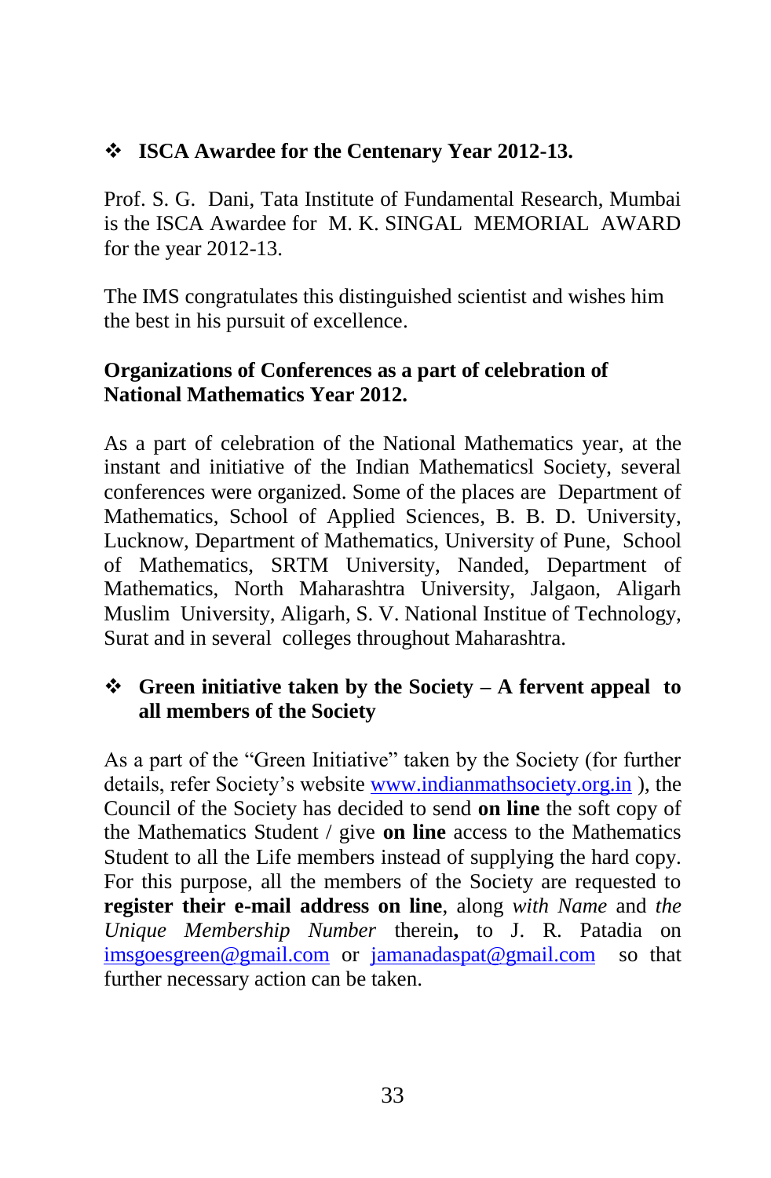- **ISCA Awardee for the Centenary Year 2012-13.**

Prof. S. G. Dani, Tata Institute of Fundamental Research, Mumbai is the ISCA Awardee for M. K. SINGAL MEMORIAL AWARD for the year 2012-13.

The IMS congratulates this distinguished scientist and wishes him the best in his pursuit of excellence.

**Organizations of Conferences as a part of celebration of National Mathematics Year 2012.**

As a part of celebration of the National Mathematics year, at the instant and initiative of the Indian Mathematicsl Society, several conferences were organized. Some of the places are Department of Mathematics, School of Applied Sciences, B. B. D. University, Lucknow, Department of Mathematics, University of Pune, School of Mathematics, SRTM University, Nanded, Department of Mathematics, North Maharashtra University, Jalgaon, Aligarh Muslim University, Aligarh, S. V. National Institue of Technology, Surat and in several colleges throughout Maharashtra.

- **Green initiative taken by the Society – A fervent appeal to all members of the Society**

As a part of the "Green Initiative" taken by the Society (for further details, refer Society's website www.indianmathsociety.org.in ), the Council of the Society has decided to send **on line** the soft copy of the Mathematics Student / give **on line** access to the Mathematics Student to all the Life members instead of supplying the hard copy. For this purpose, all the members of the Society are requested to **register their e-mail address on line**, along *with Name* and *the Unique Membership Number* therein**,** to J. R. Patadia on imsgoesgreen@gmail.com or jamanadaspat@gmail.com so that further necessary action can be taken.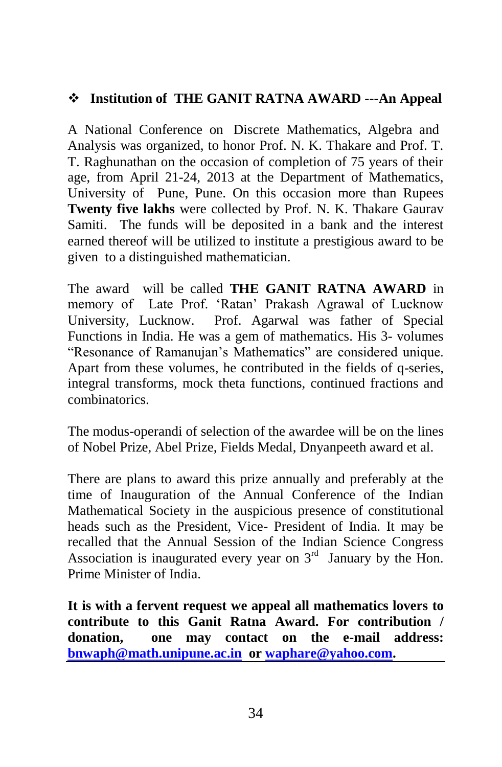## ❖ Institution of THE GANIT RATNA AWARD ---An Appeal

A National Conference on Discrete Mathematics, Algebra and Analysis was organized, to honor Prof. N. K. Thakare and Prof. T. T. Raghunathan on the occasion of completion of 75 years of their age, from April 21-24, 2013 at the Department of Mathematics, University of Pune, Pune. On this occasion more than Rupees **Twenty five lakhs** were collected by Prof. N. K. Thakare Gaurav Samiti. The funds will be deposited in a bank and the interest earned thereof will be utilized to institute a prestigious award to be given to a distinguished mathematician.

The award will be called **THE GANIT RATNA AWARD** in memory of Late Prof. 'Ratan' Prakash Agrawal of Lucknow University, Lucknow. Prof. Agarwal was father of Special Functions in India. He was a gem of mathematics. His 3- volumes "Resonance of Ramanujan's Mathematics" are considered unique. Apart from these volumes, he contributed in the fields of q-series, integral transforms, mock theta functions, continued fractions and combinatorics.

The modus-operandi of selection of the awardee will be on the lines of Nobel Prize, Abel Prize, Fields Medal, Dnyanpeeth award et al.

There are plans to award this prize annually and preferably at the time of Inauguration of the Annual Conference of the Indian Mathematical Society in the auspicious presence of constitutional heads such as the President, Vice- President of India. It may be recalled that the Annual Session of the Indian Science Congress Association is inaugurated every year on 3rd January by the Hon. Prime Minister of India.

**It is with a fervent request we appeal all mathematics lovers to contribute to this Ganit Ratna Award. For contribution / donation, one may contact on the e-mail address: bnwaph@math.unipune.ac.in or waphare@yahoo.com.**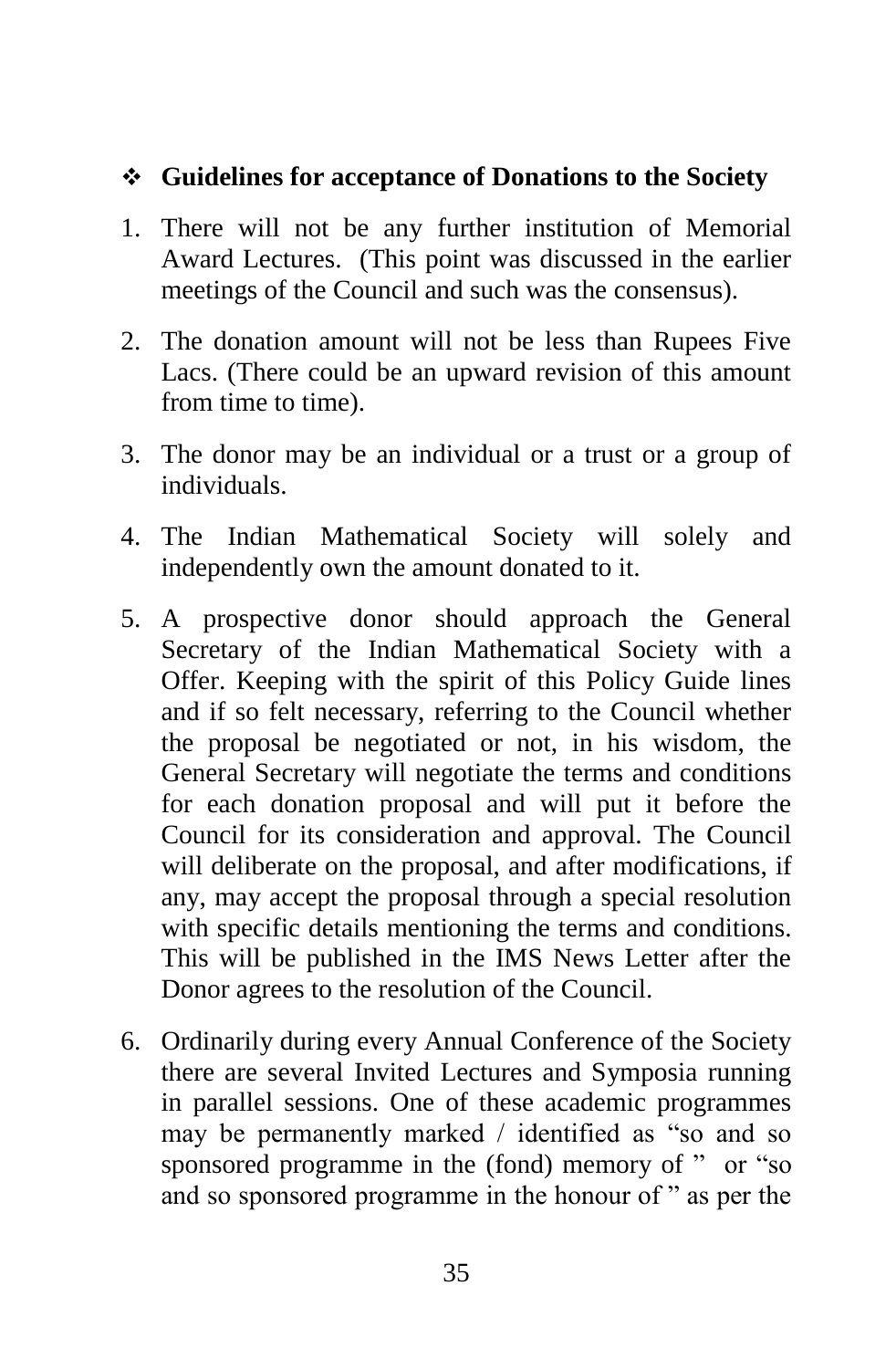## ❖ Guidelines for acceptance of Donations to the Society

1. There will not be any further institution of Memorial Award Lectures. (This point was discussed in the earlier meetings of the Council and such was the consensus).

2. The donation amount will not be less than Rupees Five Lacs. (There could be an upward revision of this amount from time to time).

3. The donor may be an individual or a trust or a group of individuals.

4. The Indian Mathematical Society will solely and independently own the amount donated to it.

5. A prospective donor should approach the General Secretary of the Indian Mathematical Society with a Offer. Keeping with the spirit of this Policy Guide lines and if so felt necessary, referring to the Council whether the proposal be negotiated or not, in his wisdom, the General Secretary will negotiate the terms and conditions for each donation proposal and will put it before the Council for its consideration and approval. The Council will deliberate on the proposal, and after modifications, if any, may accept the proposal through a special resolution with specific details mentioning the terms and conditions. This will be published in the IMS News Letter after the Donor agrees to the resolution of the Council.

6. Ordinarily during every Annual Conference of the Society there are several Invited Lectures and Symposia running in parallel sessions. One of these academic programmes may be permanently marked / identified as "so and so sponsored programme in the (fond) memory of " or "so and so sponsored programme in the honour of " as per the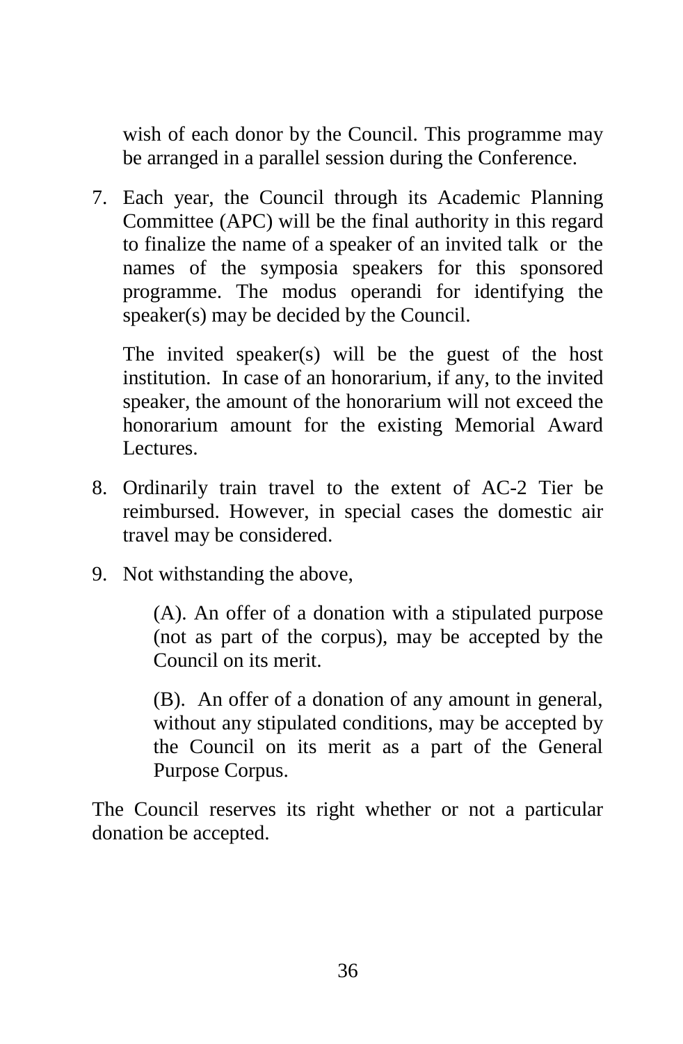wish of each donor by the Council. This programme may be arranged in a parallel session during the Conference.

7. Each year, the Council through its Academic Planning Committee (APC) will be the final authority in this regard to finalize the name of a speaker of an invited talk or the names of the symposia speakers for this sponsored programme. The modus operandi for identifying the speaker(s) may be decided by the Council.

   The invited speaker(s) will be the guest of the host institution. In case of an honorarium, if any, to the invited speaker, the amount of the honorarium will not exceed the honorarium amount for the existing Memorial Award Lectures.

8. Ordinarily train travel to the extent of AC-2 Tier be reimbursed. However, in special cases the domestic air travel may be considered.

9. Not withstanding the above,

   (A). An offer of a donation with a stipulated purpose (not as part of the corpus), may be accepted by the Council on its merit.

   (B). An offer of a donation of any amount in general, without any stipulated conditions, may be accepted by the Council on its merit as a part of the General Purpose Corpus.

The Council reserves its right whether or not a particular donation be accepted.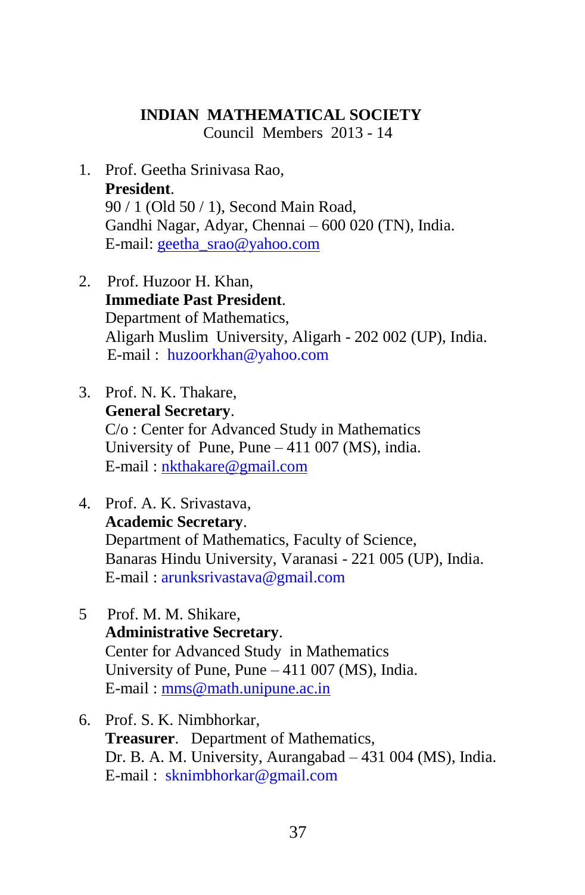**INDIAN MATHEMATICAL SOCIETY**

Council Members 2013 - 14

1. Prof. Geetha Srinivasa Rao,
   **President**.
   90 / 1 (Old 50 / 1), Second Main Road,
   Gandhi Nagar, Adyar, Chennai – 600 020 (TN), India.
   E-mail: geetha_srao@yahoo.com

2. Prof. Huzoor H. Khan,
   **Immediate Past President**.
   Department of Mathematics,
   Aligarh Muslim University, Aligarh - 202 002 (UP), India.
   E-mail : huzoorkhan@yahoo.com

3. Prof. N. K. Thakare,
   **General Secretary**.
   C/o : Center for Advanced Study in Mathematics
   University of Pune, Pune – 411 007 (MS), india.
   E-mail : nkthakare@gmail.com

4. Prof. A. K. Srivastava,
   **Academic Secretary**.
   Department of Mathematics, Faculty of Science,
   Banaras Hindu University, Varanasi - 221 005 (UP), India.
   E-mail : arunksrivastava@gmail.com

5. Prof. M. M. Shikare,
   **Administrative Secretary**.
   Center for Advanced Study in Mathematics
   University of Pune, Pune – 411 007 (MS), India.
   E-mail : mms@math.unipune.ac.in

6. Prof. S. K. Nimbhorkar,
   **Treasurer**. Department of Mathematics,
   Dr. B. A. M. University, Aurangabad – 431 004 (MS), India.
   E-mail : sknimbhorkar@gmail.com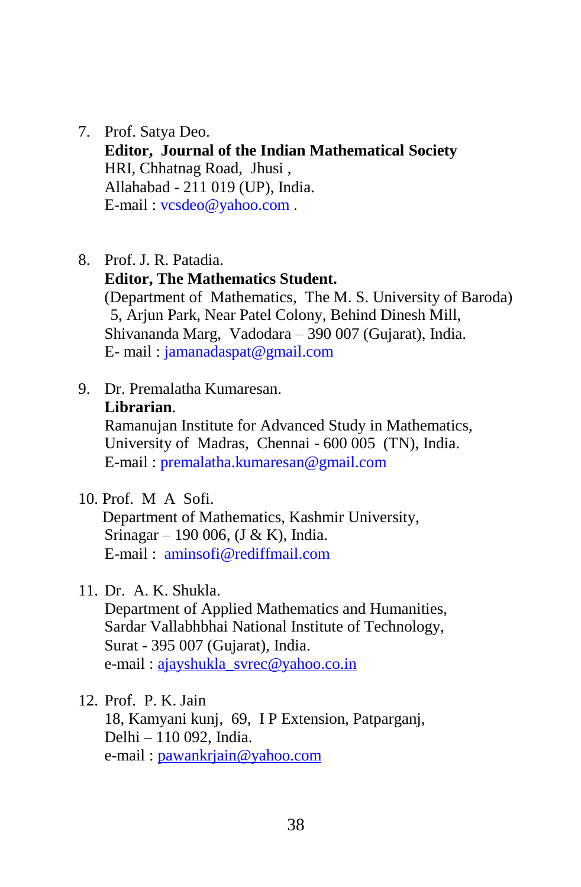7. Prof. Satya Deo.
   **Editor, Journal of the Indian Mathematical Society**
   HRI, Chhatnag Road, Jhusi ,
   Allahabad - 211 019 (UP), India.
   E-mail : vcsdeo@yahoo.com .

8. Prof. J. R. Patadia.
   **Editor, The Mathematics Student.**
   (Department of Mathematics, The M. S. University of Baroda)
   5, Arjun Park, Near Patel Colony, Behind Dinesh Mill,
   Shivananda Marg, Vadodara – 390 007 (Gujarat), India.
   E- mail : jamanadaspat@gmail.com

9. Dr. Premalatha Kumaresan.
   **Librarian**.
   Ramanujan Institute for Advanced Study in Mathematics,
   University of Madras, Chennai - 600 005 (TN), India.
   E-mail : premalatha.kumaresan@gmail.com

10. Prof. M A Sofi.
    Department of Mathematics, Kashmir University,
    Srinagar – 190 006, (J & K), India.
    E-mail : aminsofi@rediffmail.com

11. Dr. A. K. Shukla.
    Department of Applied Mathematics and Humanities,
    Sardar Vallabhbhai National Institute of Technology,
    Surat - 395 007 (Gujarat), India.
    e-mail : ajayshukla_svrec@yahoo.co.in

12. Prof. P. K. Jain
    18, Kamyani kunj, 69, I P Extension, Patparganj,
    Delhi – 110 092, India.
    e-mail : pawankrjain@yahoo.com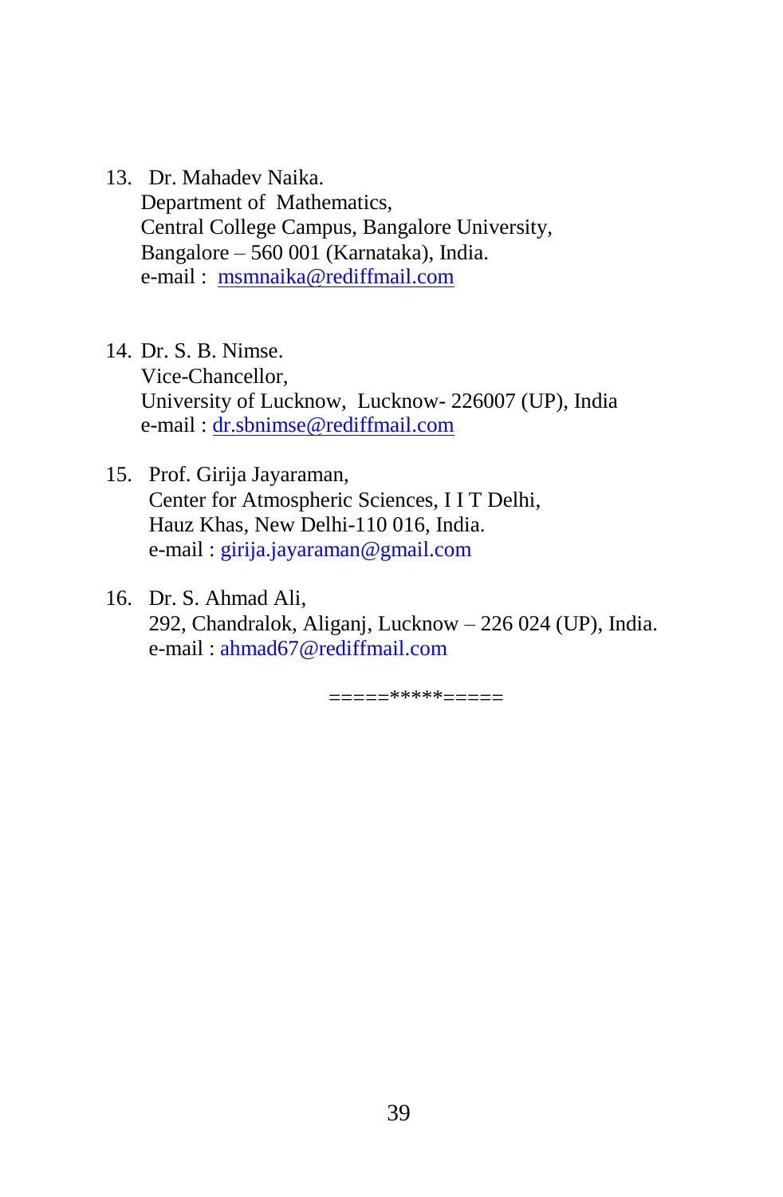13. Dr. Mahadev Naika.
    Department of Mathematics,
    Central College Campus, Bangalore University,
    Bangalore – 560 001 (Karnataka), India.
    e-mail : msmnaika@rediffmail.com

14. Dr. S. B. Nimse.
    Vice-Chancellor,
    University of Lucknow, Lucknow- 226007 (UP), India
    e-mail : dr.sbnimse@rediffmail.com

15. Prof. Girija Jayaraman,
    Center for Atmospheric Sciences, I I T Delhi,
    Hauz Khas, New Delhi-110 016, India.
    e-mail : girija.jayaraman@gmail.com

16. Dr. S. Ahmad Ali,
    292, Chandralok, Aliganj, Lucknow – 226 024 (UP), India.
    e-mail : ahmad67@rediffmail.com

=====*********=====